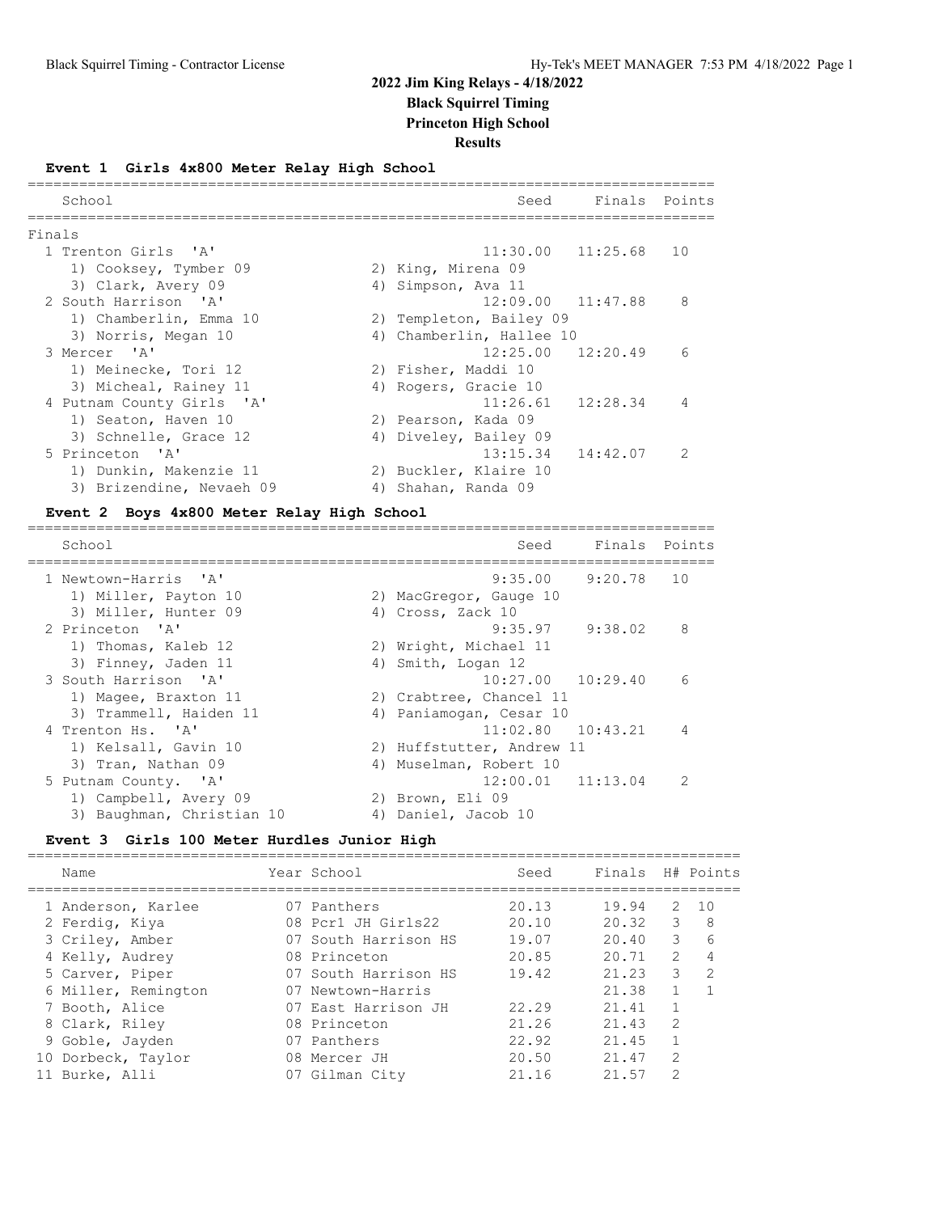# 2022 Jim King Relays - 4/18/2022

**Black Squirrel Timing**

**Princeton High School**

**Results**

### Event 1 Girls 4x800 Meter Relay High School

**Finals**

| Place | School | Seed | Finals | Points |
|---|---|---|---|---|
| 1 | Trenton Girls 'A' | 11:30.00 | 11:25.68 | 10 |
| | 1) Cooksey, Tymber 09; 2) King, Mirena 09; 3) Clark, Avery 09; 4) Simpson, Ava 11 | | | |
| 2 | South Harrison 'A' | 12:09.00 | 11:47.88 | 8 |
| | 1) Chamberlin, Emma 10; 2) Templeton, Bailey 09; 3) Norris, Megan 10; 4) Chamberlin, Hallee 10 | | | |
| 3 | Mercer 'A' | 12:25.00 | 12:20.49 | 6 |
| | 1) Meinecke, Tori 12; 2) Fisher, Maddi 10; 3) Micheal, Rainey 11; 4) Rogers, Gracie 10 | | | |
| 4 | Putnam County Girls 'A' | 11:26.61 | 12:28.34 | 4 |
| | 1) Seaton, Haven 10; 2) Pearson, Kada 09; 3) Schnelle, Grace 12; 4) Diveley, Bailey 09 | | | |
| 5 | Princeton 'A' | 13:15.34 | 14:42.07 | 2 |
| | 1) Dunkin, Makenzie 11; 2) Buckler, Klaire 10; 3) Brizendine, Nevaeh 09; 4) Shahan, Randa 09 | | | |

### Event 2 Boys 4x800 Meter Relay High School

| Place | School | Seed | Finals | Points |
|---|---|---|---|---|
| 1 | Newtown-Harris 'A' | 9:35.00 | 9:20.78 | 10 |
| | 1) Miller, Payton 10; 2) MacGregor, Gauge 10; 3) Miller, Hunter 09; 4) Cross, Zack 10 | | | |
| 2 | Princeton 'A' | 9:35.97 | 9:38.02 | 8 |
| | 1) Thomas, Kaleb 12; 2) Wright, Michael 11; 3) Finney, Jaden 11; 4) Smith, Logan 12 | | | |
| 3 | South Harrison 'A' | 10:27.00 | 10:29.40 | 6 |
| | 1) Magee, Braxton 11; 2) Crabtree, Chancel 11; 3) Trammell, Haiden 11; 4) Paniamogan, Cesar 10 | | | |
| 4 | Trenton Hs. 'A' | 11:02.80 | 10:43.21 | 4 |
| | 1) Kelsall, Gavin 10; 2) Huffstutter, Andrew 11; 3) Tran, Nathan 09; 4) Muselman, Robert 10 | | | |
| 5 | Putnam County. 'A' | 12:00.01 | 11:13.04 | 2 |
| | 1) Campbell, Avery 09; 2) Brown, Eli 09; 3) Baughman, Christian 10; 4) Daniel, Jacob 10 | | | |

### Event 3 Girls 100 Meter Hurdles Junior High

| Place | Name | Year | School | Seed | Finals | H# | Points |
|---|---|---|---|---|---|---|---|
| 1 | Anderson, Karlee | 07 | Panthers | 20.13 | 19.94 | 2 | 10 |
| 2 | Ferdig, Kiya | 08 | Pcr1 JH Girls22 | 20.10 | 20.32 | 3 | 8 |
| 3 | Criley, Amber | 07 | South Harrison HS | 19.07 | 20.40 | 3 | 6 |
| 4 | Kelly, Audrey | 08 | Princeton | 20.85 | 20.71 | 2 | 4 |
| 5 | Carver, Piper | 07 | South Harrison HS | 19.42 | 21.23 | 3 | 2 |
| 6 | Miller, Remington | 07 | Newtown-Harris | | 21.38 | 1 | 1 |
| 7 | Booth, Alice | 07 | East Harrison JH | 22.29 | 21.41 | 1 | |
| 8 | Clark, Riley | 08 | Princeton | 21.26 | 21.43 | 2 | |
| 9 | Goble, Jayden | 07 | Panthers | 22.92 | 21.45 | 1 | |
| 10 | Dorbeck, Taylor | 08 | Mercer JH | 20.50 | 21.47 | 2 | |
| 11 | Burke, Alli | 07 | Gilman City | 21.16 | 21.57 | 2 | |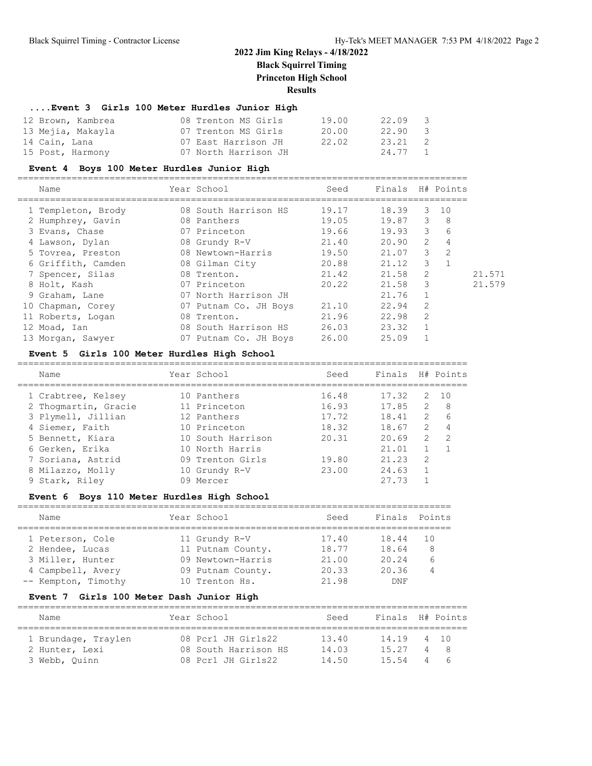# 2022 Jim King Relays - 4/18/2022

**Black Squirrel Timing**

**Princeton High School**

**Results**

### ....Event 3 Girls 100 Meter Hurdles Junior High

| | | | | | | |
|---|---|---|---|---|---|---|
| 12 | Brown, Kambrea | 08 | Trenton MS Girls | 19.00 | 22.09 | 3 |
| 13 | Mejia, Makayla | 07 | Trenton MS Girls | 20.00 | 22.90 | 3 |
| 14 | Cain, Lana | 07 | East Harrison JH | 22.02 | 23.21 | 2 |
| 15 | Post, Harmony | 07 | North Harrison JH | | 24.77 | 1 |

### Event 4 Boys 100 Meter Hurdles Junior High

| | Name | Year | School | Seed | Finals | H# | Points | |
|---|---|---|---|---|---|---|---|---|
| 1 | Templeton, Brody | 08 | South Harrison HS | 19.17 | 18.39 | 3 | 10 | |
| 2 | Humphrey, Gavin | 08 | Panthers | 19.05 | 19.87 | 3 | 8 | |
| 3 | Evans, Chase | 07 | Princeton | 19.66 | 19.93 | 3 | 6 | |
| 4 | Lawson, Dylan | 08 | Grundy R-V | 21.40 | 20.90 | 2 | 4 | |
| 5 | Tovrea, Preston | 08 | Newtown-Harris | 19.50 | 21.07 | 3 | 2 | |
| 6 | Griffith, Camden | 08 | Gilman City | 20.88 | 21.12 | 3 | 1 | |
| 7 | Spencer, Silas | 08 | Trenton. | 21.42 | 21.58 | 2 | | 21.571 |
| 8 | Holt, Kash | 07 | Princeton | 20.22 | 21.58 | 3 | | 21.579 |
| 9 | Graham, Lane | 07 | North Harrison JH | | 21.76 | 1 | | |
| 10 | Chapman, Corey | 07 | Putnam Co. JH Boys | 21.10 | 22.94 | 2 | | |
| 11 | Roberts, Logan | 08 | Trenton. | 21.96 | 22.98 | 2 | | |
| 12 | Moad, Ian | 08 | South Harrison HS | 26.03 | 23.32 | 1 | | |
| 13 | Morgan, Sawyer | 07 | Putnam Co. JH Boys | 26.00 | 25.09 | 1 | | |

### Event 5 Girls 100 Meter Hurdles High School

| | Name | Year | School | Seed | Finals | H# | Points |
|---|---|---|---|---|---|---|---|
| 1 | Crabtree, Kelsey | 10 | Panthers | 16.48 | 17.32 | 2 | 10 |
| 2 | Thogmartin, Gracie | 11 | Princeton | 16.93 | 17.85 | 2 | 8 |
| 3 | Plymell, Jillian | 12 | Panthers | 17.72 | 18.41 | 2 | 6 |
| 4 | Siemer, Faith | 10 | Princeton | 18.32 | 18.67 | 2 | 4 |
| 5 | Bennett, Kiara | 10 | South Harrison | 20.31 | 20.69 | 2 | 2 |
| 6 | Gerken, Erika | 10 | North Harris | | 21.01 | 1 | 1 |
| 7 | Soriana, Astrid | 09 | Trenton Girls | 19.80 | 21.23 | 2 | |
| 8 | Milazzo, Molly | 10 | Grundy R-V | 23.00 | 24.63 | 1 | |
| 9 | Stark, Riley | 09 | Mercer | | 27.73 | 1 | |

### Event 6 Boys 110 Meter Hurdles High School

| | Name | Year | School | Seed | Finals | Points |
|---|---|---|---|---|---|---|
| 1 | Peterson, Cole | 11 | Grundy R-V | 17.40 | 18.44 | 10 |
| 2 | Hendee, Lucas | 11 | Putnam County. | 18.77 | 18.64 | 8 |
| 3 | Miller, Hunter | 09 | Newtown-Harris | 21.00 | 20.24 | 6 |
| 4 | Campbell, Avery | 09 | Putnam County. | 20.33 | 20.36 | 4 |
| -- | Kempton, Timothy | 10 | Trenton Hs. | 21.98 | DNF | |

### Event 7 Girls 100 Meter Dash Junior High

| | Name | Year | School | Seed | Finals | H# | Points |
|---|---|---|---|---|---|---|---|
| 1 | Brundage, Traylen | 08 | Pcr1 JH Girls22 | 13.40 | 14.19 | 4 | 10 |
| 2 | Hunter, Lexi | 08 | South Harrison HS | 14.03 | 15.27 | 4 | 8 |
| 3 | Webb, Quinn | 08 | Pcr1 JH Girls22 | 14.50 | 15.54 | 4 | 6 |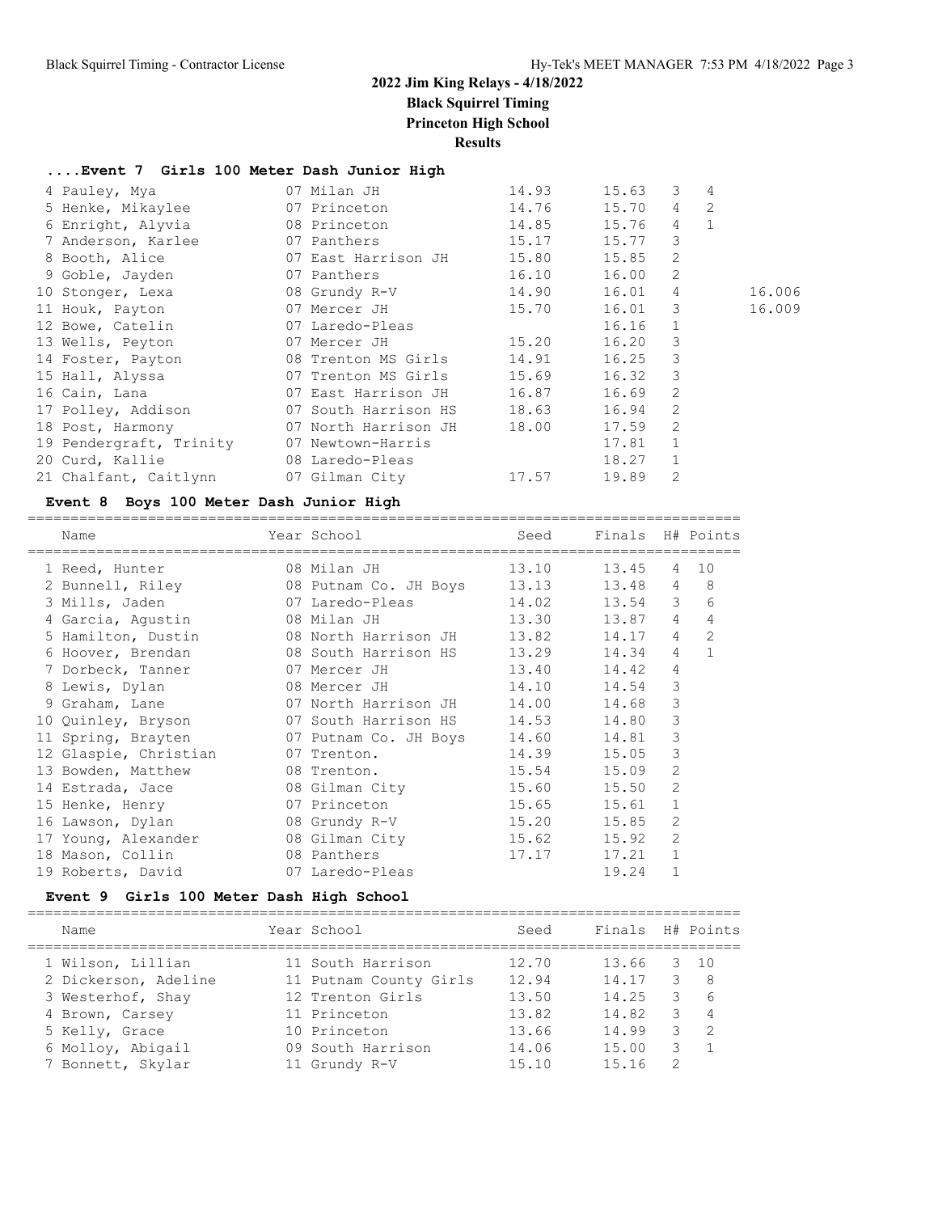## 2022 Jim King Relays - 4/18/2022

**Black Squirrel Timing**

**Princeton High School**

**Results**

### ....Event 7 Girls 100 Meter Dash Junior High

| Name | Year | School | Seed | Finals | H# | Points | |
|---|---|---|---|---|---|---|---|
| 4 Pauley, Mya | 07 | Milan JH | 14.93 | 15.63 | 3 | 4 | |
| 5 Henke, Mikaylee | 07 | Princeton | 14.76 | 15.70 | 4 | 2 | |
| 6 Enright, Alyvia | 08 | Princeton | 14.85 | 15.76 | 4 | 1 | |
| 7 Anderson, Karlee | 07 | Panthers | 15.17 | 15.77 | 3 | | |
| 8 Booth, Alice | 07 | East Harrison JH | 15.80 | 15.85 | 2 | | |
| 9 Goble, Jayden | 07 | Panthers | 16.10 | 16.00 | 2 | | |
| 10 Stonger, Lexa | 08 | Grundy R-V | 14.90 | 16.01 | 4 | | 16.006 |
| 11 Houk, Payton | 07 | Mercer JH | 15.70 | 16.01 | 3 | | 16.009 |
| 12 Bowe, Catelin | 07 | Laredo-Pleas | | 16.16 | 1 | | |
| 13 Wells, Peyton | 07 | Mercer JH | 15.20 | 16.20 | 3 | | |
| 14 Foster, Payton | 08 | Trenton MS Girls | 14.91 | 16.25 | 3 | | |
| 15 Hall, Alyssa | 07 | Trenton MS Girls | 15.69 | 16.32 | 3 | | |
| 16 Cain, Lana | 07 | East Harrison JH | 16.87 | 16.69 | 2 | | |
| 17 Polley, Addison | 07 | South Harrison HS | 18.63 | 16.94 | 2 | | |
| 18 Post, Harmony | 07 | North Harrison JH | 18.00 | 17.59 | 2 | | |
| 19 Pendergraft, Trinity | 07 | Newtown-Harris | | 17.81 | 1 | | |
| 20 Curd, Kallie | 08 | Laredo-Pleas | | 18.27 | 1 | | |
| 21 Chalfant, Caitlynn | 07 | Gilman City | 17.57 | 19.89 | 2 | | |

### Event 8 Boys 100 Meter Dash Junior High

| Name | Year | School | Seed | Finals | H# | Points |
|---|---|---|---|---|---|---|
| 1 Reed, Hunter | 08 | Milan JH | 13.10 | 13.45 | 4 | 10 |
| 2 Bunnell, Riley | 08 | Putnam Co. JH Boys | 13.13 | 13.48 | 4 | 8 |
| 3 Mills, Jaden | 07 | Laredo-Pleas | 14.02 | 13.54 | 3 | 6 |
| 4 Garcia, Agustin | 08 | Milan JH | 13.30 | 13.87 | 4 | 4 |
| 5 Hamilton, Dustin | 08 | North Harrison JH | 13.82 | 14.17 | 4 | 2 |
| 6 Hoover, Brendan | 08 | South Harrison HS | 13.29 | 14.34 | 4 | 1 |
| 7 Dorbeck, Tanner | 07 | Mercer JH | 13.40 | 14.42 | 4 | |
| 8 Lewis, Dylan | 08 | Mercer JH | 14.10 | 14.54 | 3 | |
| 9 Graham, Lane | 07 | North Harrison JH | 14.00 | 14.68 | 3 | |
| 10 Quinley, Bryson | 07 | South Harrison HS | 14.53 | 14.80 | 3 | |
| 11 Spring, Brayten | 07 | Putnam Co. JH Boys | 14.60 | 14.81 | 3 | |
| 12 Glaspie, Christian | 07 | Trenton. | 14.39 | 15.05 | 3 | |
| 13 Bowden, Matthew | 08 | Trenton. | 15.54 | 15.09 | 2 | |
| 14 Estrada, Jace | 08 | Gilman City | 15.60 | 15.50 | 2 | |
| 15 Henke, Henry | 07 | Princeton | 15.65 | 15.61 | 1 | |
| 16 Lawson, Dylan | 08 | Grundy R-V | 15.20 | 15.85 | 2 | |
| 17 Young, Alexander | 08 | Gilman City | 15.62 | 15.92 | 2 | |
| 18 Mason, Collin | 08 | Panthers | 17.17 | 17.21 | 1 | |
| 19 Roberts, David | 07 | Laredo-Pleas | | 19.24 | 1 | |

### Event 9 Girls 100 Meter Dash High School

| Name | Year | School | Seed | Finals | H# | Points |
|---|---|---|---|---|---|---|
| 1 Wilson, Lillian | 11 | South Harrison | 12.70 | 13.66 | 3 | 10 |
| 2 Dickerson, Adeline | 11 | Putnam County Girls | 12.94 | 14.17 | 3 | 8 |
| 3 Westerhof, Shay | 12 | Trenton Girls | 13.50 | 14.25 | 3 | 6 |
| 4 Brown, Carsey | 11 | Princeton | 13.82 | 14.82 | 3 | 4 |
| 5 Kelly, Grace | 10 | Princeton | 13.66 | 14.99 | 3 | 2 |
| 6 Molloy, Abigail | 09 | South Harrison | 14.06 | 15.00 | 3 | 1 |
| 7 Bonnett, Skylar | 11 | Grundy R-V | 15.10 | 15.16 | 2 | |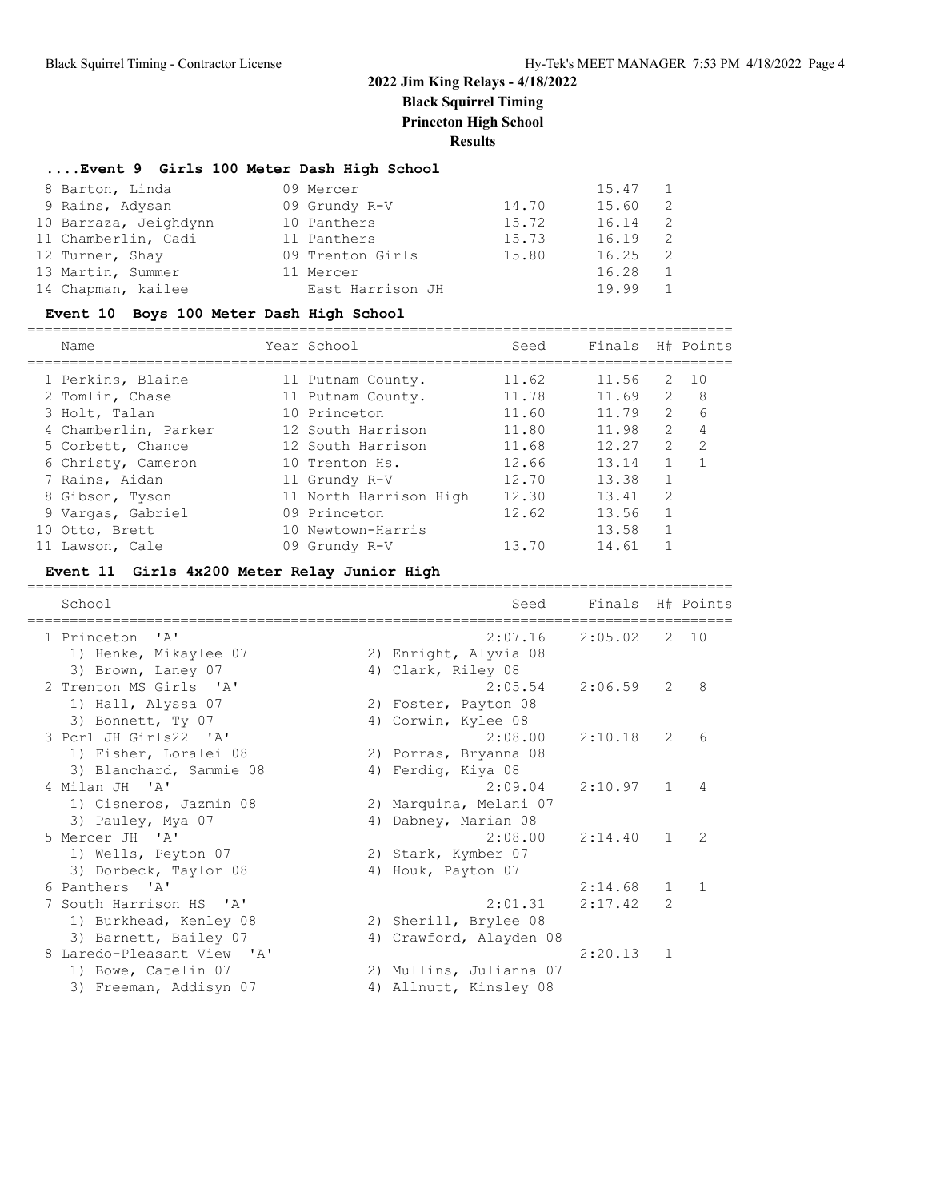## 2022 Jim King Relays - 4/18/2022

**Black Squirrel Timing**
**Princeton High School**
**Results**

### ....Event 9 Girls 100 Meter Dash High School

| | Name | Year | School | Seed | Finals | H# | Points |
|---|---|---|---|---|---|---|---|
| 8 | Barton, Linda | 09 | Mercer | | 15.47 | 1 | |
| 9 | Rains, Adysan | 09 | Grundy R-V | 14.70 | 15.60 | 2 | |
| 10 | Barraza, Jeighdynn | 10 | Panthers | 15.72 | 16.14 | 2 | |
| 11 | Chamberlin, Cadi | 11 | Panthers | 15.73 | 16.19 | 2 | |
| 12 | Turner, Shay | 09 | Trenton Girls | 15.80 | 16.25 | 2 | |
| 13 | Martin, Summer | 11 | Mercer | | 16.28 | 1 | |
| 14 | Chapman, kailee | | East Harrison JH | | 19.99 | 1 | |

### Event 10 Boys 100 Meter Dash High School

| | Name | Year | School | Seed | Finals | H# | Points |
|---|---|---|---|---|---|---|---|
| 1 | Perkins, Blaine | 11 | Putnam County. | 11.62 | 11.56 | 2 | 10 |
| 2 | Tomlin, Chase | 11 | Putnam County. | 11.78 | 11.69 | 2 | 8 |
| 3 | Holt, Talan | 10 | Princeton | 11.60 | 11.79 | 2 | 6 |
| 4 | Chamberlin, Parker | 12 | South Harrison | 11.80 | 11.98 | 2 | 4 |
| 5 | Corbett, Chance | 12 | South Harrison | 11.68 | 12.27 | 2 | 2 |
| 6 | Christy, Cameron | 10 | Trenton Hs. | 12.66 | 13.14 | 1 | 1 |
| 7 | Rains, Aidan | 11 | Grundy R-V | 12.70 | 13.38 | 1 | |
| 8 | Gibson, Tyson | 11 | North Harrison High | 12.30 | 13.41 | 2 | |
| 9 | Vargas, Gabriel | 09 | Princeton | 12.62 | 13.56 | 1 | |
| 10 | Otto, Brett | 10 | Newtown-Harris | | 13.58 | 1 | |
| 11 | Lawson, Cale | 09 | Grundy R-V | 13.70 | 14.61 | 1 | |

### Event 11 Girls 4x200 Meter Relay Junior High

| | School | Seed | Finals | H# | Points |
|---|---|---|---|---|---|
| 1 | Princeton 'A' | 2:07.16 | 2:05.02 | 2 | 10 |
| | 1) Henke, Mikaylee 07; 2) Enright, Alyvia 08; 3) Brown, Laney 07; 4) Clark, Riley 08 | | | | |
| 2 | Trenton MS Girls 'A' | 2:05.54 | 2:06.59 | 2 | 8 |
| | 1) Hall, Alyssa 07; 2) Foster, Payton 08; 3) Bonnett, Ty 07; 4) Corwin, Kylee 08 | | | | |
| 3 | Pcr1 JH Girls22 'A' | 2:08.00 | 2:10.18 | 2 | 6 |
| | 1) Fisher, Loralei 08; 2) Porras, Bryanna 08; 3) Blanchard, Sammie 08; 4) Ferdig, Kiya 08 | | | | |
| 4 | Milan JH 'A' | 2:09.04 | 2:10.97 | 1 | 4 |
| | 1) Cisneros, Jazmin 08; 2) Marquina, Melani 07; 3) Pauley, Mya 07; 4) Dabney, Marian 08 | | | | |
| 5 | Mercer JH 'A' | 2:08.00 | 2:14.40 | 1 | 2 |
| | 1) Wells, Peyton 07; 2) Stark, Kymber 07; 3) Dorbeck, Taylor 08; 4) Houk, Payton 07 | | | | |
| 6 | Panthers 'A' | | 2:14.68 | 1 | 1 |
| 7 | South Harrison HS 'A' | 2:01.31 | 2:17.42 | 2 | |
| | 1) Burkhead, Kenley 08; 2) Sherill, Brylee 08; 3) Barnett, Bailey 07; 4) Crawford, Alayden 08 | | | | |
| 8 | Laredo-Pleasant View 'A' | | 2:20.13 | 1 | |
| | 1) Bowe, Catelin 07; 2) Mullins, Julianna 07; 3) Freeman, Addisyn 07; 4) Allnutt, Kinsley 08 | | | | |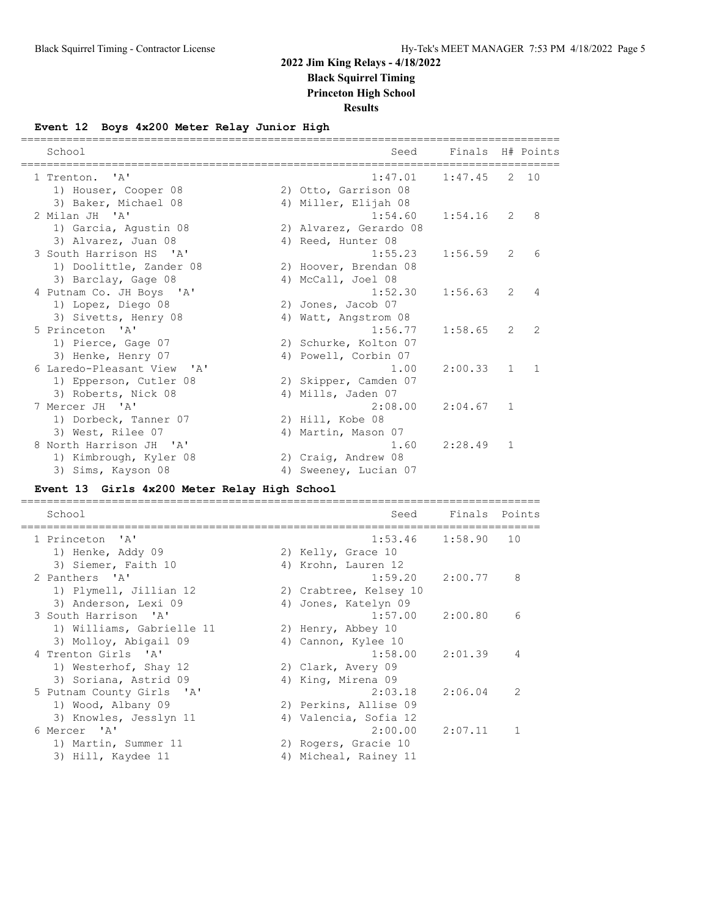## 2022 Jim King Relays - 4/18/2022
## Black Squirrel Timing
## Princeton High School
## Results

### Event 12 Boys 4x200 Meter Relay Junior High

| School | | Seed | Finals | H# | Points |
|---|---|---|---|---|---|
| 1 Trenton. 'A' | | 1:47.01 | 1:47.45 | 2 | 10 |
| 1) Houser, Cooper 08 | 2) Otto, Garrison 08 | | | | |
| 3) Baker, Michael 08 | 4) Miller, Elijah 08 | | | | |
| 2 Milan JH 'A' | | 1:54.60 | 1:54.16 | 2 | 8 |
| 1) Garcia, Agustin 08 | 2) Alvarez, Gerardo 08 | | | | |
| 3) Alvarez, Juan 08 | 4) Reed, Hunter 08 | | | | |
| 3 South Harrison HS 'A' | | 1:55.23 | 1:56.59 | 2 | 6 |
| 1) Doolittle, Zander 08 | 2) Hoover, Brendan 08 | | | | |
| 3) Barclay, Gage 08 | 4) McCall, Joel 08 | | | | |
| 4 Putnam Co. JH Boys 'A' | | 1:52.30 | 1:56.63 | 2 | 4 |
| 1) Lopez, Diego 08 | 2) Jones, Jacob 07 | | | | |
| 3) Sivetts, Henry 08 | 4) Watt, Angstrom 08 | | | | |
| 5 Princeton 'A' | | 1:56.77 | 1:58.65 | 2 | 2 |
| 1) Pierce, Gage 07 | 2) Schurke, Kolton 07 | | | | |
| 3) Henke, Henry 07 | 4) Powell, Corbin 07 | | | | |
| 6 Laredo-Pleasant View 'A' | | 1.00 | 2:00.33 | 1 | 1 |
| 1) Epperson, Cutler 08 | 2) Skipper, Camden 07 | | | | |
| 3) Roberts, Nick 08 | 4) Mills, Jaden 07 | | | | |
| 7 Mercer JH 'A' | | 2:08.00 | 2:04.67 | 1 | |
| 1) Dorbeck, Tanner 07 | 2) Hill, Kobe 08 | | | | |
| 3) West, Rilee 07 | 4) Martin, Mason 07 | | | | |
| 8 North Harrison JH 'A' | | 1.60 | 2:28.49 | 1 | |
| 1) Kimbrough, Kyler 08 | 2) Craig, Andrew 08 | | | | |
| 3) Sims, Kayson 08 | 4) Sweeney, Lucian 07 | | | | |

### Event 13 Girls 4x200 Meter Relay High School

| School | | Seed | Finals | Points |
|---|---|---|---|---|
| 1 Princeton 'A' | | 1:53.46 | 1:58.90 | 10 |
| 1) Henke, Addy 09 | 2) Kelly, Grace 10 | | | |
| 3) Siemer, Faith 10 | 4) Krohn, Lauren 12 | | | |
| 2 Panthers 'A' | | 1:59.20 | 2:00.77 | 8 |
| 1) Plymell, Jillian 12 | 2) Crabtree, Kelsey 10 | | | |
| 3) Anderson, Lexi 09 | 4) Jones, Katelyn 09 | | | |
| 3 South Harrison 'A' | | 1:57.00 | 2:00.80 | 6 |
| 1) Williams, Gabrielle 11 | 2) Henry, Abbey 10 | | | |
| 3) Molloy, Abigail 09 | 4) Cannon, Kylee 10 | | | |
| 4 Trenton Girls 'A' | | 1:58.00 | 2:01.39 | 4 |
| 1) Westerhof, Shay 12 | 2) Clark, Avery 09 | | | |
| 3) Soriana, Astrid 09 | 4) King, Mirena 09 | | | |
| 5 Putnam County Girls 'A' | | 2:03.18 | 2:06.04 | 2 |
| 1) Wood, Albany 09 | 2) Perkins, Allise 09 | | | |
| 3) Knowles, Jesslyn 11 | 4) Valencia, Sofia 12 | | | |
| 6 Mercer 'A' | | 2:00.00 | 2:07.11 | 1 |
| 1) Martin, Summer 11 | 2) Rogers, Gracie 10 | | | |
| 3) Hill, Kaydee 11 | 4) Micheal, Rainey 11 | | | |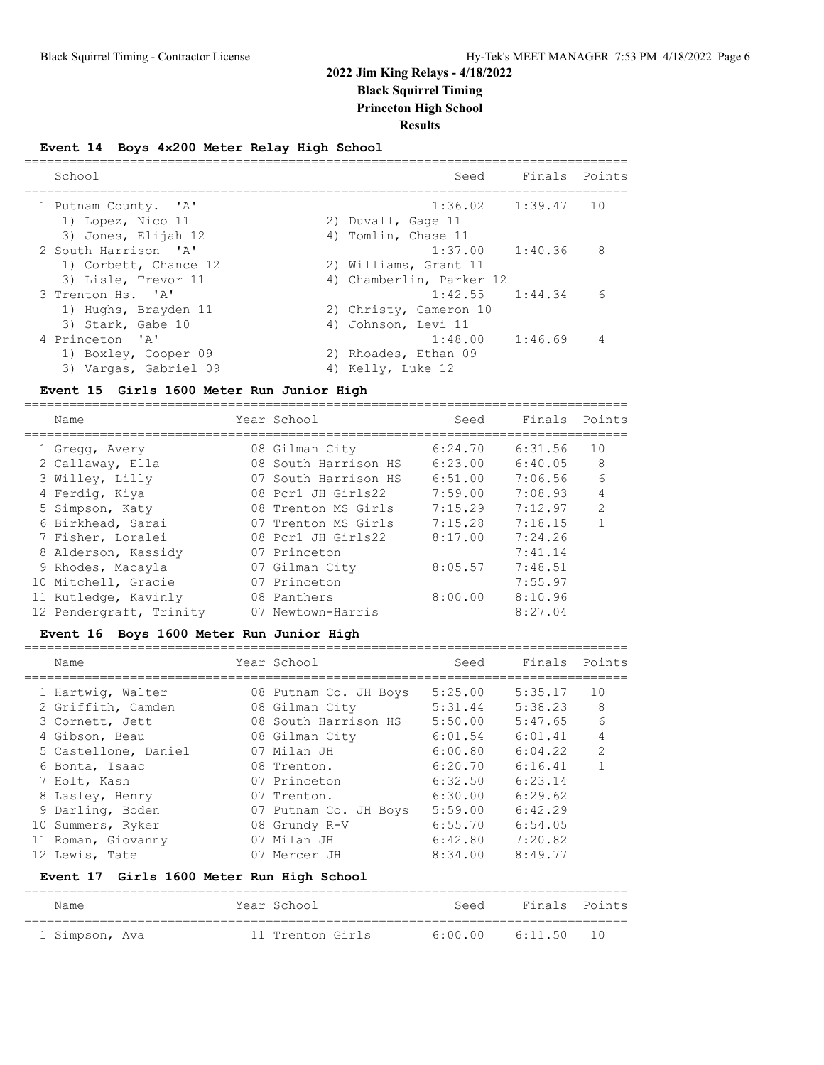## 2022 Jim King Relays - 4/18/2022
## Black Squirrel Timing
## Princeton High School
## Results

### Event 14 Boys 4x200 Meter Relay High School

| School | Seed | Finals | Points |
|---|---|---|---|
| 1 Putnam County. 'A' | 1:36.02 | 1:39.47 | 10 |
| 1) Lopez, Nico 11; 2) Duvall, Gage 11; 3) Jones, Elijah 12; 4) Tomlin, Chase 11 | | | |
| 2 South Harrison 'A' | 1:37.00 | 1:40.36 | 8 |
| 1) Corbett, Chance 12; 2) Williams, Grant 11; 3) Lisle, Trevor 11; 4) Chamberlin, Parker 12 | | | |
| 3 Trenton Hs. 'A' | 1:42.55 | 1:44.34 | 6 |
| 1) Hughs, Brayden 11; 2) Christy, Cameron 10; 3) Stark, Gabe 10; 4) Johnson, Levi 11 | | | |
| 4 Princeton 'A' | 1:48.00 | 1:46.69 | 4 |
| 1) Boxley, Cooper 09; 2) Rhoades, Ethan 09; 3) Vargas, Gabriel 09; 4) Kelly, Luke 12 | | | |

### Event 15 Girls 1600 Meter Run Junior High

| Name | Year | School | Seed | Finals | Points |
|---|---|---|---|---|---|
| 1 Gregg, Avery | 08 | Gilman City | 6:24.70 | 6:31.56 | 10 |
| 2 Callaway, Ella | 08 | South Harrison HS | 6:23.00 | 6:40.05 | 8 |
| 3 Willey, Lilly | 07 | South Harrison HS | 6:51.00 | 7:06.56 | 6 |
| 4 Ferdig, Kiya | 08 | Pcr1 JH Girls22 | 7:59.00 | 7:08.93 | 4 |
| 5 Simpson, Katy | 08 | Trenton MS Girls | 7:15.29 | 7:12.97 | 2 |
| 6 Birkhead, Sarai | 07 | Trenton MS Girls | 7:15.28 | 7:18.15 | 1 |
| 7 Fisher, Loralei | 08 | Pcr1 JH Girls22 | 8:17.00 | 7:24.26 | |
| 8 Alderson, Kassidy | 07 | Princeton | | 7:41.14 | |
| 9 Rhodes, Macayla | 07 | Gilman City | 8:05.57 | 7:48.51 | |
| 10 Mitchell, Gracie | 07 | Princeton | | 7:55.97 | |
| 11 Rutledge, Kavinly | 08 | Panthers | 8:00.00 | 8:10.96 | |
| 12 Pendergraft, Trinity | 07 | Newtown-Harris | | 8:27.04 | |

### Event 16 Boys 1600 Meter Run Junior High

| Name | Year | School | Seed | Finals | Points |
|---|---|---|---|---|---|
| 1 Hartwig, Walter | 08 | Putnam Co. JH Boys | 5:25.00 | 5:35.17 | 10 |
| 2 Griffith, Camden | 08 | Gilman City | 5:31.44 | 5:38.23 | 8 |
| 3 Cornett, Jett | 08 | South Harrison HS | 5:50.00 | 5:47.65 | 6 |
| 4 Gibson, Beau | 08 | Gilman City | 6:01.54 | 6:01.41 | 4 |
| 5 Castellone, Daniel | 07 | Milan JH | 6:00.80 | 6:04.22 | 2 |
| 6 Bonta, Isaac | 08 | Trenton. | 6:20.70 | 6:16.41 | 1 |
| 7 Holt, Kash | 07 | Princeton | 6:32.50 | 6:23.14 | |
| 8 Lasley, Henry | 07 | Trenton. | 6:30.00 | 6:29.62 | |
| 9 Darling, Boden | 07 | Putnam Co. JH Boys | 5:59.00 | 6:42.29 | |
| 10 Summers, Ryker | 08 | Grundy R-V | 6:55.70 | 6:54.05 | |
| 11 Roman, Giovanny | 07 | Milan JH | 6:42.80 | 7:20.82 | |
| 12 Lewis, Tate | 07 | Mercer JH | 8:34.00 | 8:49.77 | |

### Event 17 Girls 1600 Meter Run High School

| Name | Year | School | Seed | Finals | Points |
|---|---|---|---|---|---|
| 1 Simpson, Ava | 11 | Trenton Girls | 6:00.00 | 6:11.50 | 10 |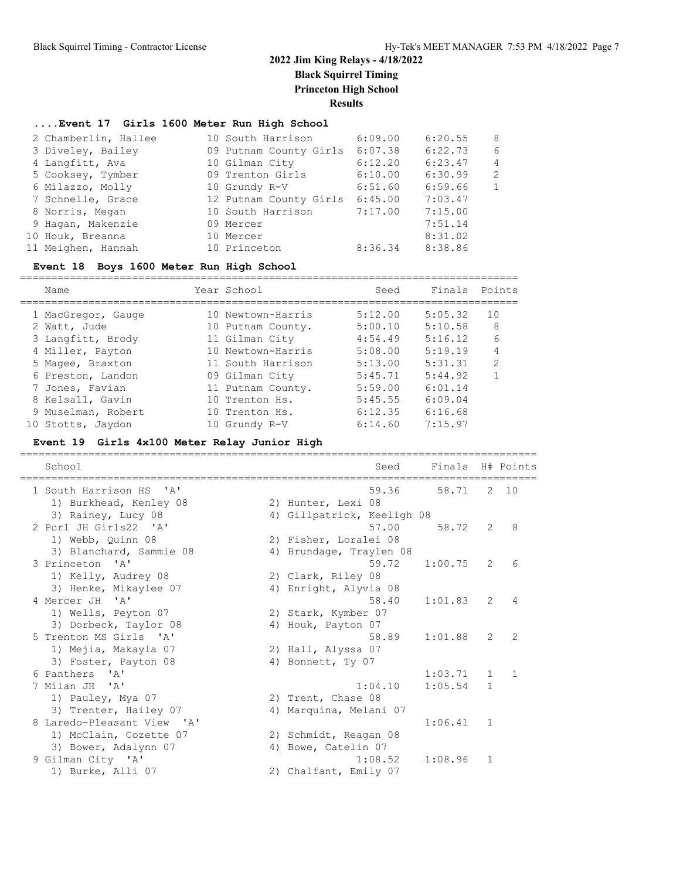# 2022 Jim King Relays - 4/18/2022

**Black Squirrel Timing**

**Princeton High School**

**Results**

### ....Event 17 Girls 1600 Meter Run High School

| Name | Year | School | Seed | Finals | Points |
|---|---|---|---|---|---|
| 2 Chamberlin, Hallee | 10 | South Harrison | 6:09.00 | 6:20.55 | 8 |
| 3 Diveley, Bailey | 09 | Putnam County Girls | 6:07.38 | 6:22.73 | 6 |
| 4 Langfitt, Ava | 10 | Gilman City | 6:12.20 | 6:23.47 | 4 |
| 5 Cooksey, Tymber | 09 | Trenton Girls | 6:10.00 | 6:30.99 | 2 |
| 6 Milazzo, Molly | 10 | Grundy R-V | 6:51.60 | 6:59.66 | 1 |
| 7 Schnelle, Grace | 12 | Putnam County Girls | 6:45.00 | 7:03.47 | |
| 8 Norris, Megan | 10 | South Harrison | 7:17.00 | 7:15.00 | |
| 9 Hagan, Makenzie | 09 | Mercer | | 7:51.14 | |
| 10 Houk, Breanna | 10 | Mercer | | 8:31.02 | |
| 11 Meighen, Hannah | 10 | Princeton | 8:36.34 | 8:38.86 | |

### Event 18 Boys 1600 Meter Run High School

| Name | Year | School | Seed | Finals | Points |
|---|---|---|---|---|---|
| 1 MacGregor, Gauge | 10 | Newtown-Harris | 5:12.00 | 5:05.32 | 10 |
| 2 Watt, Jude | 10 | Putnam County. | 5:00.10 | 5:10.58 | 8 |
| 3 Langfitt, Brody | 11 | Gilman City | 4:54.49 | 5:16.12 | 6 |
| 4 Miller, Payton | 10 | Newtown-Harris | 5:08.00 | 5:19.19 | 4 |
| 5 Magee, Braxton | 11 | South Harrison | 5:13.00 | 5:31.31 | 2 |
| 6 Preston, Landon | 09 | Gilman City | 5:45.71 | 5:44.92 | 1 |
| 7 Jones, Favian | 11 | Putnam County. | 5:59.00 | 6:01.14 | |
| 8 Kelsall, Gavin | 10 | Trenton Hs. | 5:45.55 | 6:09.04 | |
| 9 Muselman, Robert | 10 | Trenton Hs. | 6:12.35 | 6:16.68 | |
| 10 Stotts, Jaydon | 10 | Grundy R-V | 6:14.60 | 7:15.97 | |

### Event 19 Girls 4x100 Meter Relay Junior High

| School | Seed | Finals | H# | Points |
|---|---|---|---|---|
| 1 South Harrison HS 'A' | 59.36 | 58.71 | 2 | 10 |
| 1) Burkhead, Kenley 08; 2) Hunter, Lexi 08; 3) Rainey, Lucy 08; 4) Gillpatrick, Keeligh 08 | | | | |
| 2 Pcr1 JH Girls22 'A' | 57.00 | 58.72 | 2 | 8 |
| 1) Webb, Quinn 08; 2) Fisher, Loralei 08; 3) Blanchard, Sammie 08; 4) Brundage, Traylen 08 | | | | |
| 3 Princeton 'A' | 59.72 | 1:00.75 | 2 | 6 |
| 1) Kelly, Audrey 08; 2) Clark, Riley 08; 3) Henke, Mikaylee 07; 4) Enright, Alyvia 08 | | | | |
| 4 Mercer JH 'A' | 58.40 | 1:01.83 | 2 | 4 |
| 1) Wells, Peyton 07; 2) Stark, Kymber 07; 3) Dorbeck, Taylor 08; 4) Houk, Payton 07 | | | | |
| 5 Trenton MS Girls 'A' | 58.89 | 1:01.88 | 2 | 2 |
| 1) Mejia, Makayla 07; 2) Hall, Alyssa 07; 3) Foster, Payton 08; 4) Bonnett, Ty 07 | | | | |
| 6 Panthers 'A' | | 1:03.71 | 1 | 1 |
| 7 Milan JH 'A' | 1:04.10 | 1:05.54 | 1 | |
| 1) Pauley, Mya 07; 2) Trent, Chase 08; 3) Trenter, Hailey 07; 4) Marquina, Melani 07 | | | | |
| 8 Laredo-Pleasant View 'A' | | 1:06.41 | 1 | |
| 1) McClain, Cozette 07; 2) Schmidt, Reagan 08; 3) Bower, Adalynn 07; 4) Bowe, Catelin 07 | | | | |
| 9 Gilman City 'A' | 1:08.52 | 1:08.96 | 1 | |
| 1) Burke, Alli 07; 2) Chalfant, Emily 07 | | | | |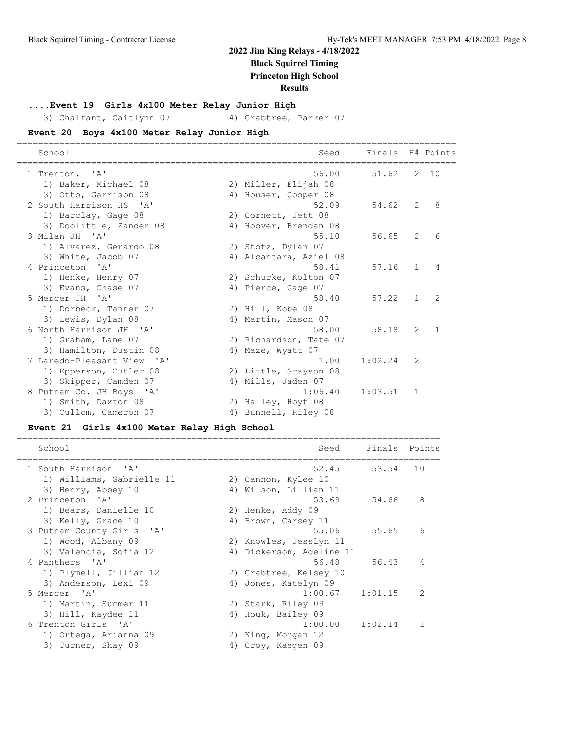# 2022 Jim King Relays - 4/18/2022

**Black Squirrel Timing**

**Princeton High School**

**Results**

### ....Event 19 Girls 4x100 Meter Relay Junior High

3) Chalfant, Caitlynn 07 4) Crabtree, Parker 07

### Event 20 Boys 4x100 Meter Relay Junior High

| School | | Seed | Finals | H# | Points |
|---|---|---|---|---|---|
| 1 Trenton. 'A' | | 56.00 | 51.62 | 2 | 10 |
| 1) Baker, Michael 08 | 2) Miller, Elijah 08 | | | | |
| 3) Otto, Garrison 08 | 4) Houser, Cooper 08 | | | | |
| 2 South Harrison HS 'A' | | 52.09 | 54.62 | 2 | 8 |
| 1) Barclay, Gage 08 | 2) Cornett, Jett 08 | | | | |
| 3) Doolittle, Zander 08 | 4) Hoover, Brendan 08 | | | | |
| 3 Milan JH 'A' | | 55.10 | 56.65 | 2 | 6 |
| 1) Alvarez, Gerardo 08 | 2) Stotz, Dylan 07 | | | | |
| 3) White, Jacob 07 | 4) Alcantara, Aziel 08 | | | | |
| 4 Princeton 'A' | | 58.41 | 57.16 | 1 | 4 |
| 1) Henke, Henry 07 | 2) Schurke, Kolton 07 | | | | |
| 3) Evans, Chase 07 | 4) Pierce, Gage 07 | | | | |
| 5 Mercer JH 'A' | | 58.40 | 57.22 | 1 | 2 |
| 1) Dorbeck, Tanner 07 | 2) Hill, Kobe 08 | | | | |
| 3) Lewis, Dylan 08 | 4) Martin, Mason 07 | | | | |
| 6 North Harrison JH 'A' | | 58.00 | 58.18 | 2 | 1 |
| 1) Graham, Lane 07 | 2) Richardson, Tate 07 | | | | |
| 3) Hamilton, Dustin 08 | 4) Maze, Wyatt 07 | | | | |
| 7 Laredo-Pleasant View 'A' | | 1.00 | 1:02.24 | 2 | |
| 1) Epperson, Cutler 08 | 2) Little, Grayson 08 | | | | |
| 3) Skipper, Camden 07 | 4) Mills, Jaden 07 | | | | |
| 8 Putnam Co. JH Boys 'A' | | 1:06.40 | 1:03.51 | 1 | |
| 1) Smith, Daxton 08 | 2) Halley, Hoyt 08 | | | | |
| 3) Cullom, Cameron 07 | 4) Bunnell, Riley 08 | | | | |

### Event 21 Girls 4x100 Meter Relay High School

| School | | Seed | Finals | Points |
|---|---|---|---|---|
| 1 South Harrison 'A' | | 52.45 | 53.54 | 10 |
| 1) Williams, Gabrielle 11 | 2) Cannon, Kylee 10 | | | |
| 3) Henry, Abbey 10 | 4) Wilson, Lillian 11 | | | |
| 2 Princeton 'A' | | 53.69 | 54.66 | 8 |
| 1) Bears, Danielle 10 | 2) Henke, Addy 09 | | | |
| 3) Kelly, Grace 10 | 4) Brown, Carsey 11 | | | |
| 3 Putnam County Girls 'A' | | 55.06 | 55.65 | 6 |
| 1) Wood, Albany 09 | 2) Knowles, Jesslyn 11 | | | |
| 3) Valencia, Sofia 12 | 4) Dickerson, Adeline 11 | | | |
| 4 Panthers 'A' | | 56.48 | 56.43 | 4 |
| 1) Plymell, Jillian 12 | 2) Crabtree, Kelsey 10 | | | |
| 3) Anderson, Lexi 09 | 4) Jones, Katelyn 09 | | | |
| 5 Mercer 'A' | | 1:00.67 | 1:01.15 | 2 |
| 1) Martin, Summer 11 | 2) Stark, Riley 09 | | | |
| 3) Hill, Kaydee 11 | 4) Houk, Bailey 09 | | | |
| 6 Trenton Girls 'A' | | 1:00.00 | 1:02.14 | 1 |
| 1) Ortega, Arianna 09 | 2) King, Morgan 12 | | | |
| 3) Turner, Shay 09 | 4) Croy, Kaegen 09 | | | |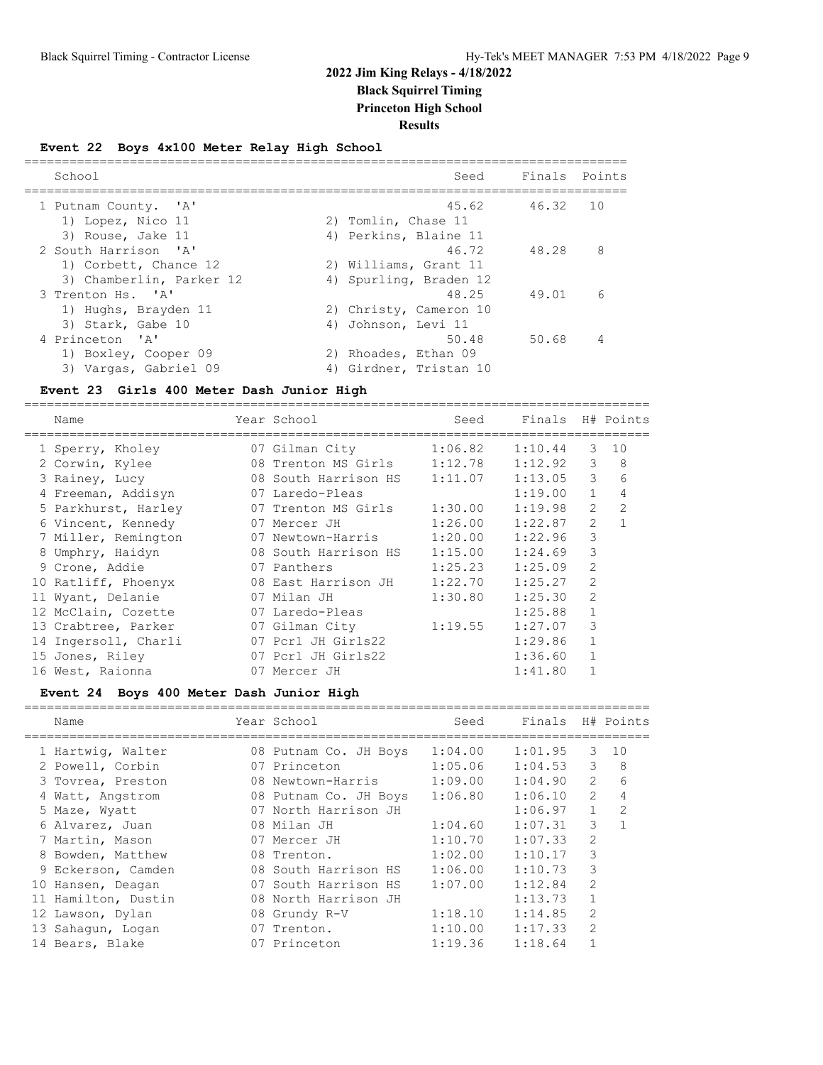## 2022 Jim King Relays - 4/18/2022
## Black Squirrel Timing
## Princeton High School
## Results

### Event 22 Boys 4x100 Meter Relay High School

| School | | Seed | Finals | Points |
|---|---|---|---|---|
| 1 Putnam County. 'A' | | 45.62 | 46.32 | 10 |
| 1) Lopez, Nico 11 | 2) Tomlin, Chase 11 | | | |
| 3) Rouse, Jake 11 | 4) Perkins, Blaine 11 | | | |
| 2 South Harrison 'A' | | 46.72 | 48.28 | 8 |
| 1) Corbett, Chance 12 | 2) Williams, Grant 11 | | | |
| 3) Chamberlin, Parker 12 | 4) Spurling, Braden 12 | | | |
| 3 Trenton Hs. 'A' | | 48.25 | 49.01 | 6 |
| 1) Hughs, Brayden 11 | 2) Christy, Cameron 10 | | | |
| 3) Stark, Gabe 10 | 4) Johnson, Levi 11 | | | |
| 4 Princeton 'A' | | 50.48 | 50.68 | 4 |
| 1) Boxley, Cooper 09 | 2) Rhoades, Ethan 09 | | | |
| 3) Vargas, Gabriel 09 | 4) Girdner, Tristan 10 | | | |

### Event 23 Girls 400 Meter Dash Junior High

| Name | Year | School | Seed | Finals | H# | Points |
|---|---|---|---|---|---|---|
| 1 Sperry, Kholey | 07 | Gilman City | 1:06.82 | 1:10.44 | 3 | 10 |
| 2 Corwin, Kylee | 08 | Trenton MS Girls | 1:12.78 | 1:12.92 | 3 | 8 |
| 3 Rainey, Lucy | 08 | South Harrison HS | 1:11.07 | 1:13.05 | 3 | 6 |
| 4 Freeman, Addisyn | 07 | Laredo-Pleas | | 1:19.00 | 1 | 4 |
| 5 Parkhurst, Harley | 07 | Trenton MS Girls | 1:30.00 | 1:19.98 | 2 | 2 |
| 6 Vincent, Kennedy | 07 | Mercer JH | 1:26.00 | 1:22.87 | 2 | 1 |
| 7 Miller, Remington | 07 | Newtown-Harris | 1:20.00 | 1:22.96 | 3 | |
| 8 Umphry, Haidyn | 08 | South Harrison HS | 1:15.00 | 1:24.69 | 3 | |
| 9 Crone, Addie | 07 | Panthers | 1:25.23 | 1:25.09 | 2 | |
| 10 Ratliff, Phoenyx | 08 | East Harrison JH | 1:22.70 | 1:25.27 | 2 | |
| 11 Wyant, Delanie | 07 | Milan JH | 1:30.80 | 1:25.30 | 2 | |
| 12 McClain, Cozette | 07 | Laredo-Pleas | | 1:25.88 | 1 | |
| 13 Crabtree, Parker | 07 | Gilman City | 1:19.55 | 1:27.07 | 3 | |
| 14 Ingersoll, Charli | 07 | Pcr1 JH Girls22 | | 1:29.86 | 1 | |
| 15 Jones, Riley | 07 | Pcr1 JH Girls22 | | 1:36.60 | 1 | |
| 16 West, Raionna | 07 | Mercer JH | | 1:41.80 | 1 | |

### Event 24 Boys 400 Meter Dash Junior High

| Name | Year | School | Seed | Finals | H# | Points |
|---|---|---|---|---|---|---|
| 1 Hartwig, Walter | 08 | Putnam Co. JH Boys | 1:04.00 | 1:01.95 | 3 | 10 |
| 2 Powell, Corbin | 07 | Princeton | 1:05.06 | 1:04.53 | 3 | 8 |
| 3 Tovrea, Preston | 08 | Newtown-Harris | 1:09.00 | 1:04.90 | 2 | 6 |
| 4 Watt, Angstrom | 08 | Putnam Co. JH Boys | 1:06.80 | 1:06.10 | 2 | 4 |
| 5 Maze, Wyatt | 07 | North Harrison JH | | 1:06.97 | 1 | 2 |
| 6 Alvarez, Juan | 08 | Milan JH | 1:04.60 | 1:07.31 | 3 | 1 |
| 7 Martin, Mason | 07 | Mercer JH | 1:10.70 | 1:07.33 | 2 | |
| 8 Bowden, Matthew | 08 | Trenton. | 1:02.00 | 1:10.17 | 3 | |
| 9 Eckerson, Camden | 08 | South Harrison HS | 1:06.00 | 1:10.73 | 3 | |
| 10 Hansen, Deagan | 07 | South Harrison HS | 1:07.00 | 1:12.84 | 2 | |
| 11 Hamilton, Dustin | 08 | North Harrison JH | | 1:13.73 | 1 | |
| 12 Lawson, Dylan | 08 | Grundy R-V | 1:18.10 | 1:14.85 | 2 | |
| 13 Sahagun, Logan | 07 | Trenton. | 1:10.00 | 1:17.33 | 2 | |
| 14 Bears, Blake | 07 | Princeton | 1:19.36 | 1:18.64 | 1 | |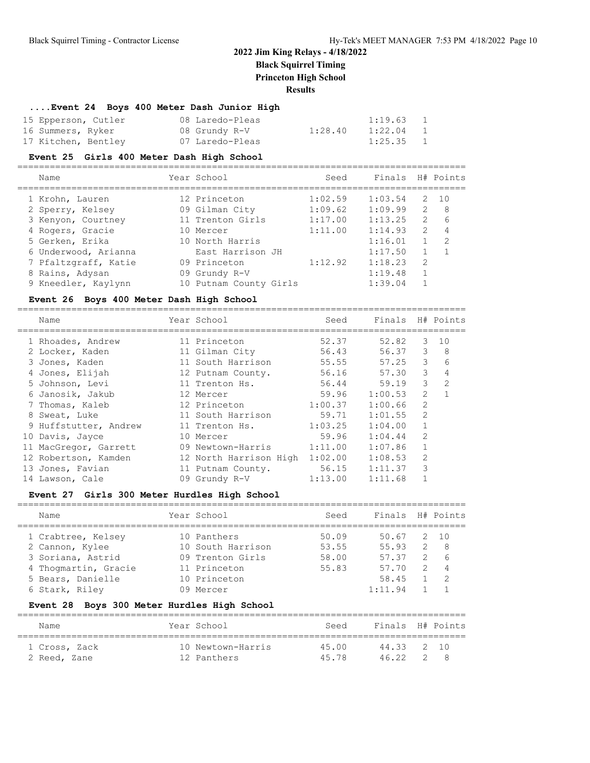## 2022 Jim King Relays - 4/18/2022

**Black Squirrel Timing**

**Princeton High School**

**Results**

### ....Event 24 Boys 400 Meter Dash Junior High

| Name | Year | School | Seed | Finals | H# | Points |
|---|---|---|---|---|---|---|
| 15 Epperson, Cutler | 08 | Laredo-Pleas | | 1:19.63 | 1 | |
| 16 Summers, Ryker | 08 | Grundy R-V | 1:28.40 | 1:22.04 | 1 | |
| 17 Kitchen, Bentley | 07 | Laredo-Pleas | | 1:25.35 | 1 | |

### Event 25 Girls 400 Meter Dash High School

| Name | Year | School | Seed | Finals | H# | Points |
|---|---|---|---|---|---|---|
| 1 Krohn, Lauren | 12 | Princeton | 1:02.59 | 1:03.54 | 2 | 10 |
| 2 Sperry, Kelsey | 09 | Gilman City | 1:09.62 | 1:09.99 | 2 | 8 |
| 3 Kenyon, Courtney | 11 | Trenton Girls | 1:17.00 | 1:13.25 | 2 | 6 |
| 4 Rogers, Gracie | 10 | Mercer | 1:11.00 | 1:14.93 | 2 | 4 |
| 5 Gerken, Erika | 10 | North Harris | | 1:16.01 | 1 | 2 |
| 6 Underwood, Arianna | | East Harrison JH | | 1:17.50 | 1 | 1 |
| 7 Pfaltzgraff, Katie | 09 | Princeton | 1:12.92 | 1:18.23 | 2 | |
| 8 Rains, Adysan | 09 | Grundy R-V | | 1:19.48 | 1 | |
| 9 Kneedler, Kaylynn | 10 | Putnam County Girls | | 1:39.04 | 1 | |

### Event 26 Boys 400 Meter Dash High School

| Name | Year | School | Seed | Finals | H# | Points |
|---|---|---|---|---|---|---|
| 1 Rhoades, Andrew | 11 | Princeton | 52.37 | 52.82 | 3 | 10 |
| 2 Locker, Kaden | 11 | Gilman City | 56.43 | 56.37 | 3 | 8 |
| 3 Jones, Kaden | 11 | South Harrison | 55.55 | 57.25 | 3 | 6 |
| 4 Jones, Elijah | 12 | Putnam County. | 56.16 | 57.30 | 3 | 4 |
| 5 Johnson, Levi | 11 | Trenton Hs. | 56.44 | 59.19 | 3 | 2 |
| 6 Janosik, Jakub | 12 | Mercer | 59.96 | 1:00.53 | 2 | 1 |
| 7 Thomas, Kaleb | 12 | Princeton | 1:00.37 | 1:00.66 | 2 | |
| 8 Sweat, Luke | 11 | South Harrison | 59.71 | 1:01.55 | 2 | |
| 9 Huffstutter, Andrew | 11 | Trenton Hs. | 1:03.25 | 1:04.00 | 1 | |
| 10 Davis, Jayce | 10 | Mercer | 59.96 | 1:04.44 | 2 | |
| 11 MacGregor, Garrett | 09 | Newtown-Harris | 1:11.00 | 1:07.86 | 1 | |
| 12 Robertson, Kamden | 12 | North Harrison High | 1:02.00 | 1:08.53 | 2 | |
| 13 Jones, Favian | 11 | Putnam County. | 56.15 | 1:11.37 | 3 | |
| 14 Lawson, Cale | 09 | Grundy R-V | 1:13.00 | 1:11.68 | 1 | |

### Event 27 Girls 300 Meter Hurdles High School

| Name | Year | School | Seed | Finals | H# | Points |
|---|---|---|---|---|---|---|
| 1 Crabtree, Kelsey | 10 | Panthers | 50.09 | 50.67 | 2 | 10 |
| 2 Cannon, Kylee | 10 | South Harrison | 53.55 | 55.93 | 2 | 8 |
| 3 Soriana, Astrid | 09 | Trenton Girls | 58.00 | 57.37 | 2 | 6 |
| 4 Thogmartin, Gracie | 11 | Princeton | 55.83 | 57.70 | 2 | 4 |
| 5 Bears, Danielle | 10 | Princeton | | 58.45 | 1 | 2 |
| 6 Stark, Riley | 09 | Mercer | | 1:11.94 | 1 | 1 |

### Event 28 Boys 300 Meter Hurdles High School

| Name | Year | School | Seed | Finals | H# | Points |
|---|---|---|---|---|---|---|
| 1 Cross, Zack | 10 | Newtown-Harris | 45.00 | 44.33 | 2 | 10 |
| 2 Reed, Zane | 12 | Panthers | 45.78 | 46.22 | 2 | 8 |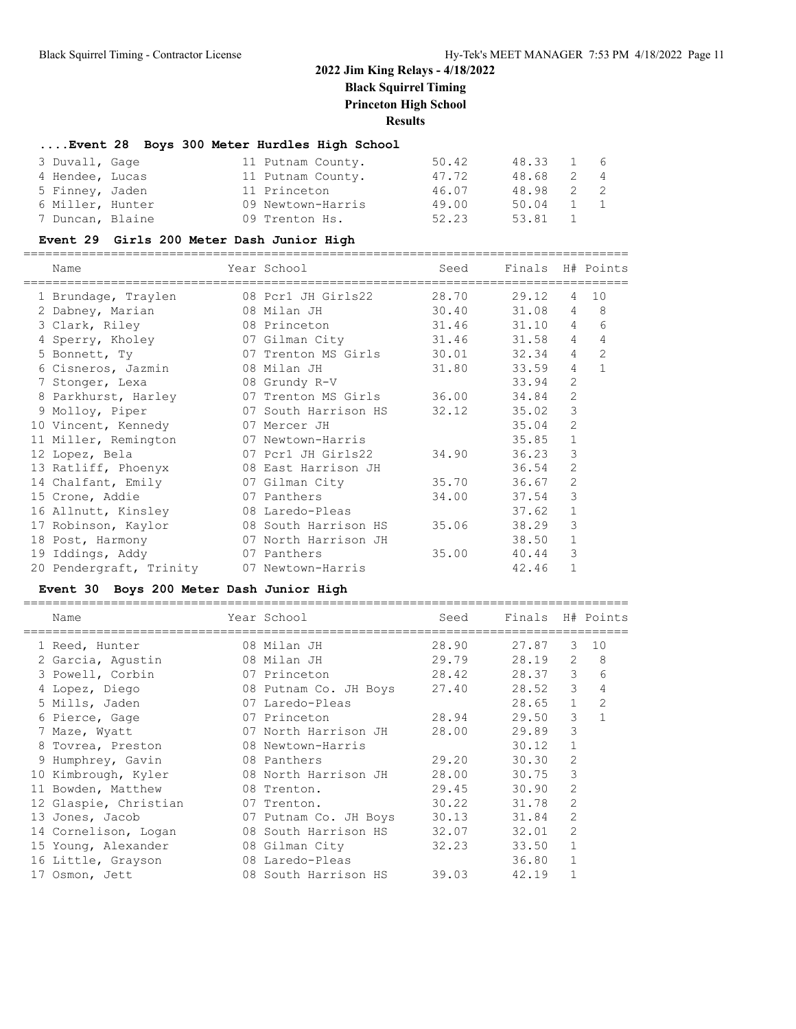## 2022 Jim King Relays - 4/18/2022

**Black Squirrel Timing**

**Princeton High School**

**Results**

### ....Event 28 Boys 300 Meter Hurdles High School

| Name | Year | School | Seed | Finals | H# | Points |
|---|---|---|---|---|---|---|
| 3 Duvall, Gage | 11 | Putnam County. | 50.42 | 48.33 | 1 | 6 |
| 4 Hendee, Lucas | 11 | Putnam County. | 47.72 | 48.68 | 2 | 4 |
| 5 Finney, Jaden | 11 | Princeton | 46.07 | 48.98 | 2 | 2 |
| 6 Miller, Hunter | 09 | Newtown-Harris | 49.00 | 50.04 | 1 | 1 |
| 7 Duncan, Blaine | 09 | Trenton Hs. | 52.23 | 53.81 | 1 | |

### Event 29 Girls 200 Meter Dash Junior High

| Name | Year | School | Seed | Finals | H# | Points |
|---|---|---|---|---|---|---|
| 1 Brundage, Traylen | 08 | Pcr1 JH Girls22 | 28.70 | 29.12 | 4 | 10 |
| 2 Dabney, Marian | 08 | Milan JH | 30.40 | 31.08 | 4 | 8 |
| 3 Clark, Riley | 08 | Princeton | 31.46 | 31.10 | 4 | 6 |
| 4 Sperry, Kholey | 07 | Gilman City | 31.46 | 31.58 | 4 | 4 |
| 5 Bonnett, Ty | 07 | Trenton MS Girls | 30.01 | 32.34 | 4 | 2 |
| 6 Cisneros, Jazmin | 08 | Milan JH | 31.80 | 33.59 | 4 | 1 |
| 7 Stonger, Lexa | 08 | Grundy R-V | | 33.94 | 2 | |
| 8 Parkhurst, Harley | 07 | Trenton MS Girls | 36.00 | 34.84 | 2 | |
| 9 Molloy, Piper | 07 | South Harrison HS | 32.12 | 35.02 | 3 | |
| 10 Vincent, Kennedy | 07 | Mercer JH | | 35.04 | 2 | |
| 11 Miller, Remington | 07 | Newtown-Harris | | 35.85 | 1 | |
| 12 Lopez, Bela | 07 | Pcr1 JH Girls22 | 34.90 | 36.23 | 3 | |
| 13 Ratliff, Phoenyx | 08 | East Harrison JH | | 36.54 | 2 | |
| 14 Chalfant, Emily | 07 | Gilman City | 35.70 | 36.67 | 2 | |
| 15 Crone, Addie | 07 | Panthers | 34.00 | 37.54 | 3 | |
| 16 Allnutt, Kinsley | 08 | Laredo-Pleas | | 37.62 | 1 | |
| 17 Robinson, Kaylor | 08 | South Harrison HS | 35.06 | 38.29 | 3 | |
| 18 Post, Harmony | 07 | North Harrison JH | | 38.50 | 1 | |
| 19 Iddings, Addy | 07 | Panthers | 35.00 | 40.44 | 3 | |
| 20 Pendergraft, Trinity | 07 | Newtown-Harris | | 42.46 | 1 | |

### Event 30 Boys 200 Meter Dash Junior High

| Name | Year | School | Seed | Finals | H# | Points |
|---|---|---|---|---|---|---|
| 1 Reed, Hunter | 08 | Milan JH | 28.90 | 27.87 | 3 | 10 |
| 2 Garcia, Agustin | 08 | Milan JH | 29.79 | 28.19 | 2 | 8 |
| 3 Powell, Corbin | 07 | Princeton | 28.42 | 28.37 | 3 | 6 |
| 4 Lopez, Diego | 08 | Putnam Co. JH Boys | 27.40 | 28.52 | 3 | 4 |
| 5 Mills, Jaden | 07 | Laredo-Pleas | | 28.65 | 1 | 2 |
| 6 Pierce, Gage | 07 | Princeton | 28.94 | 29.50 | 3 | 1 |
| 7 Maze, Wyatt | 07 | North Harrison JH | 28.00 | 29.89 | 3 | |
| 8 Tovrea, Preston | 08 | Newtown-Harris | | 30.12 | 1 | |
| 9 Humphrey, Gavin | 08 | Panthers | 29.20 | 30.30 | 2 | |
| 10 Kimbrough, Kyler | 08 | North Harrison JH | 28.00 | 30.75 | 3 | |
| 11 Bowden, Matthew | 08 | Trenton. | 29.45 | 30.90 | 2 | |
| 12 Glaspie, Christian | 07 | Trenton. | 30.22 | 31.78 | 2 | |
| 13 Jones, Jacob | 07 | Putnam Co. JH Boys | 30.13 | 31.84 | 2 | |
| 14 Cornelison, Logan | 08 | South Harrison HS | 32.07 | 32.01 | 2 | |
| 15 Young, Alexander | 08 | Gilman City | 32.23 | 33.50 | 1 | |
| 16 Little, Grayson | 08 | Laredo-Pleas | | 36.80 | 1 | |
| 17 Osmon, Jett | 08 | South Harrison HS | 39.03 | 42.19 | 1 | |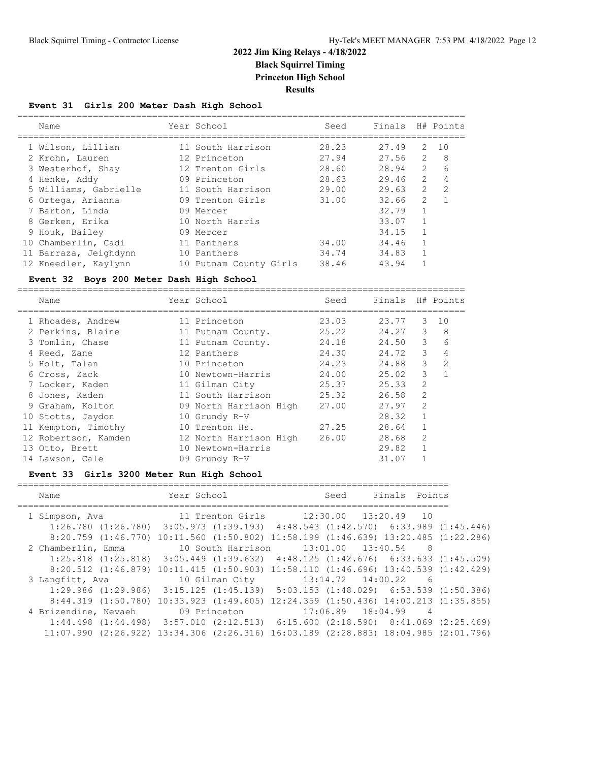## 2022 Jim King Relays - 4/18/2022

**Black Squirrel Timing**

**Princeton High School**

**Results**

### Event 31 Girls 200 Meter Dash High School

| Place | Name | Year | School | Seed | Finals | H# | Points |
|---|---|---|---|---|---|---|---|
| 1 | Wilson, Lillian | 11 | South Harrison | 28.23 | 27.49 | 2 | 10 |
| 2 | Krohn, Lauren | 12 | Princeton | 27.94 | 27.56 | 2 | 8 |
| 3 | Westerhof, Shay | 12 | Trenton Girls | 28.60 | 28.94 | 2 | 6 |
| 4 | Henke, Addy | 09 | Princeton | 28.63 | 29.46 | 2 | 4 |
| 5 | Williams, Gabrielle | 11 | South Harrison | 29.00 | 29.63 | 2 | 2 |
| 6 | Ortega, Arianna | 09 | Trenton Girls | 31.00 | 32.66 | 2 | 1 |
| 7 | Barton, Linda | 09 | Mercer | | 32.79 | 1 | |
| 8 | Gerken, Erika | 10 | North Harris | | 33.07 | 1 | |
| 9 | Houk, Bailey | 09 | Mercer | | 34.15 | 1 | |
| 10 | Chamberlin, Cadi | 11 | Panthers | 34.00 | 34.46 | 1 | |
| 11 | Barraza, Jeighdynn | 10 | Panthers | 34.74 | 34.83 | 1 | |
| 12 | Kneedler, Kaylynn | 10 | Putnam County Girls | 38.46 | 43.94 | 1 | |

### Event 32 Boys 200 Meter Dash High School

| Place | Name | Year | School | Seed | Finals | H# | Points |
|---|---|---|---|---|---|---|---|
| 1 | Rhoades, Andrew | 11 | Princeton | 23.03 | 23.77 | 3 | 10 |
| 2 | Perkins, Blaine | 11 | Putnam County. | 25.22 | 24.27 | 3 | 8 |
| 3 | Tomlin, Chase | 11 | Putnam County. | 24.18 | 24.50 | 3 | 6 |
| 4 | Reed, Zane | 12 | Panthers | 24.30 | 24.72 | 3 | 4 |
| 5 | Holt, Talan | 10 | Princeton | 24.23 | 24.88 | 3 | 2 |
| 6 | Cross, Zack | 10 | Newtown-Harris | 24.00 | 25.02 | 3 | 1 |
| 7 | Locker, Kaden | 11 | Gilman City | 25.37 | 25.33 | 2 | |
| 8 | Jones, Kaden | 11 | South Harrison | 25.32 | 26.58 | 2 | |
| 9 | Graham, Kolton | 09 | North Harrison High | 27.00 | 27.97 | 2 | |
| 10 | Stotts, Jaydon | 10 | Grundy R-V | | 28.32 | 1 | |
| 11 | Kempton, Timothy | 10 | Trenton Hs. | 27.25 | 28.64 | 1 | |
| 12 | Robertson, Kamden | 12 | North Harrison High | 26.00 | 28.68 | 2 | |
| 13 | Otto, Brett | 10 | Newtown-Harris | | 29.82 | 1 | |
| 14 | Lawson, Cale | 09 | Grundy R-V | | 31.07 | 1 | |

### Event 33 Girls 3200 Meter Run High School

| Place | Name | Year | School | Seed | Finals | Points |
|---|---|---|---|---|---|---|
| 1 | Simpson, Ava | 11 | Trenton Girls | 12:30.00 | 13:20.49 | 10 |
| | 1:26.780 (1:26.780) 3:05.973 (1:39.193) 4:48.543 (1:42.570) 6:33.989 (1:45.446) 8:20.759 (1:46.770) 10:11.560 (1:50.802) 11:58.199 (1:46.639) 13:20.485 (1:22.286) | | | | | |
| 2 | Chamberlin, Emma | 10 | South Harrison | 13:01.00 | 13:40.54 | 8 |
| | 1:25.818 (1:25.818) 3:05.449 (1:39.632) 4:48.125 (1:42.676) 6:33.633 (1:45.509) 8:20.512 (1:46.879) 10:11.415 (1:50.903) 11:58.110 (1:46.696) 13:40.539 (1:42.429) | | | | | |
| 3 | Langfitt, Ava | 10 | Gilman City | 13:14.72 | 14:00.22 | 6 |
| | 1:29.986 (1:29.986) 3:15.125 (1:45.139) 5:03.153 (1:48.029) 6:53.539 (1:50.386) 8:44.319 (1:50.780) 10:33.923 (1:49.605) 12:24.359 (1:50.436) 14:00.213 (1:35.855) | | | | | |
| 4 | Brizendine, Nevaeh | 09 | Princeton | 17:06.89 | 18:04.99 | 4 |
| | 1:44.498 (1:44.498) 3:57.010 (2:12.513) 6:15.600 (2:18.590) 8:41.069 (2:25.469) 11:07.990 (2:26.922) 13:34.306 (2:26.316) 16:03.189 (2:28.883) 18:04.985 (2:01.796) | | | | | |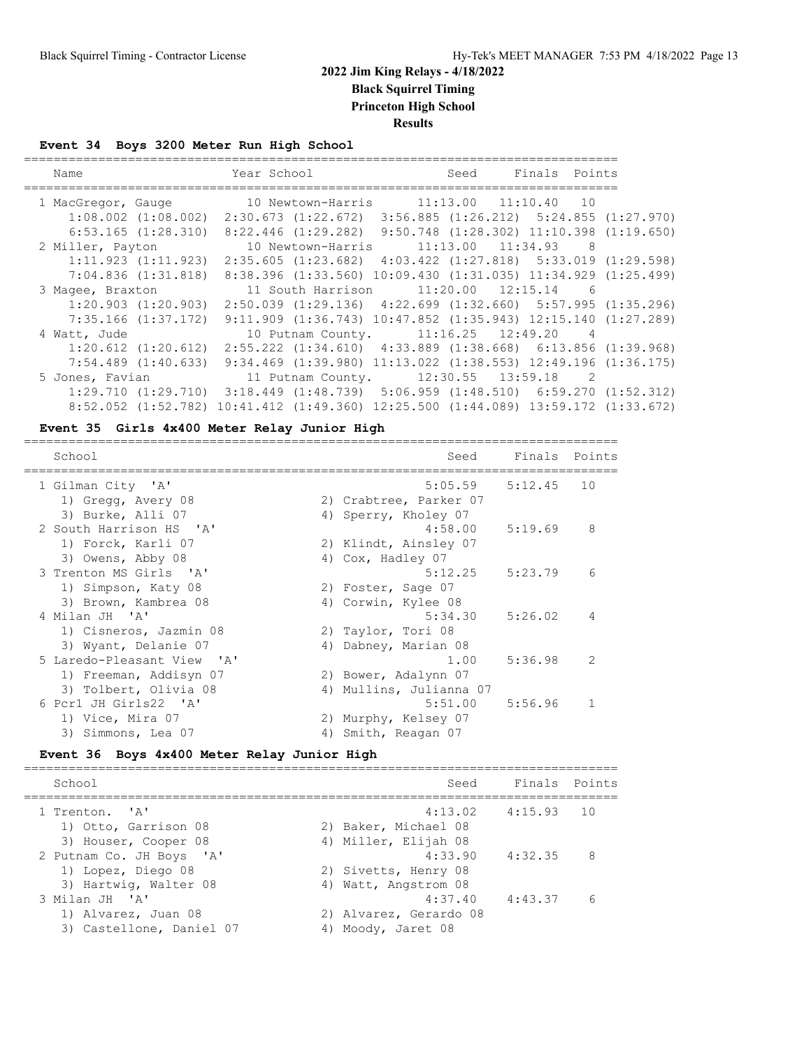# 2022 Jim King Relays - 4/18/2022

**Black Squirrel Timing**
**Princeton High School**
**Results**

### Event 34 Boys 3200 Meter Run High School

| Name | Year | School | Seed | Finals | Points |
|---|---|---|---|---|---|
| 1 MacGregor, Gauge | 10 | Newtown-Harris | 11:13.00 | 11:10.40 | 10 |
| 1:08.002 (1:08.002) 2:30.673 (1:22.672) 3:56.885 (1:26.212) 5:24.855 (1:27.970) 6:53.165 (1:28.310) 8:22.446 (1:29.282) 9:50.748 (1:28.302) 11:10.398 (1:19.650) | | | | | |
| 2 Miller, Payton | 10 | Newtown-Harris | 11:13.00 | 11:34.93 | 8 |
| 1:11.923 (1:11.923) 2:35.605 (1:23.682) 4:03.422 (1:27.818) 5:33.019 (1:29.598) 7:04.836 (1:31.818) 8:38.396 (1:33.560) 10:09.430 (1:31.035) 11:34.929 (1:25.499) | | | | | |
| 3 Magee, Braxton | 11 | South Harrison | 11:20.00 | 12:15.14 | 6 |
| 1:20.903 (1:20.903) 2:50.039 (1:29.136) 4:22.699 (1:32.660) 5:57.995 (1:35.296) 7:35.166 (1:37.172) 9:11.909 (1:36.743) 10:47.852 (1:35.943) 12:15.140 (1:27.289) | | | | | |
| 4 Watt, Jude | 10 | Putnam County. | 11:16.25 | 12:49.20 | 4 |
| 1:20.612 (1:20.612) 2:55.222 (1:34.610) 4:33.889 (1:38.668) 6:13.856 (1:39.968) 7:54.489 (1:40.633) 9:34.469 (1:39.980) 11:13.022 (1:38.553) 12:49.196 (1:36.175) | | | | | |
| 5 Jones, Favian | 11 | Putnam County. | 12:30.55 | 13:59.18 | 2 |
| 1:29.710 (1:29.710) 3:18.449 (1:48.739) 5:06.959 (1:48.510) 6:59.270 (1:52.312) 8:52.052 (1:52.782) 10:41.412 (1:49.360) 12:25.500 (1:44.089) 13:59.172 (1:33.672) | | | | | |

### Event 35 Girls 4x400 Meter Relay Junior High

| School | | Seed | Finals | Points |
|---|---|---|---|---|
| 1 Gilman City 'A' | | 5:05.59 | 5:12.45 | 10 |
| 1) Gregg, Avery 08 | 2) Crabtree, Parker 07 | | | |
| 3) Burke, Alli 07 | 4) Sperry, Kholey 07 | | | |
| 2 South Harrison HS 'A' | | 4:58.00 | 5:19.69 | 8 |
| 1) Forck, Karli 07 | 2) Klindt, Ainsley 07 | | | |
| 3) Owens, Abby 08 | 4) Cox, Hadley 07 | | | |
| 3 Trenton MS Girls 'A' | | 5:12.25 | 5:23.79 | 6 |
| 1) Simpson, Katy 08 | 2) Foster, Sage 07 | | | |
| 3) Brown, Kambrea 08 | 4) Corwin, Kylee 08 | | | |
| 4 Milan JH 'A' | | 5:34.30 | 5:26.02 | 4 |
| 1) Cisneros, Jazmin 08 | 2) Taylor, Tori 08 | | | |
| 3) Wyant, Delanie 07 | 4) Dabney, Marian 08 | | | |
| 5 Laredo-Pleasant View 'A' | | 1.00 | 5:36.98 | 2 |
| 1) Freeman, Addisyn 07 | 2) Bower, Adalynn 07 | | | |
| 3) Tolbert, Olivia 08 | 4) Mullins, Julianna 07 | | | |
| 6 Pcr1 JH Girls22 'A' | | 5:51.00 | 5:56.96 | 1 |
| 1) Vice, Mira 07 | 2) Murphy, Kelsey 07 | | | |
| 3) Simmons, Lea 07 | 4) Smith, Reagan 07 | | | |

### Event 36 Boys 4x400 Meter Relay Junior High

| School | | Seed | Finals | Points |
|---|---|---|---|---|
| 1 Trenton. 'A' | | 4:13.02 | 4:15.93 | 10 |
| 1) Otto, Garrison 08 | 2) Baker, Michael 08 | | | |
| 3) Houser, Cooper 08 | 4) Miller, Elijah 08 | | | |
| 2 Putnam Co. JH Boys 'A' | | 4:33.90 | 4:32.35 | 8 |
| 1) Lopez, Diego 08 | 2) Sivetts, Henry 08 | | | |
| 3) Hartwig, Walter 08 | 4) Watt, Angstrom 08 | | | |
| 3 Milan JH 'A' | | 4:37.40 | 4:43.37 | 6 |
| 1) Alvarez, Juan 08 | 2) Alvarez, Gerardo 08 | | | |
| 3) Castellone, Daniel 07 | 4) Moody, Jaret 08 | | | |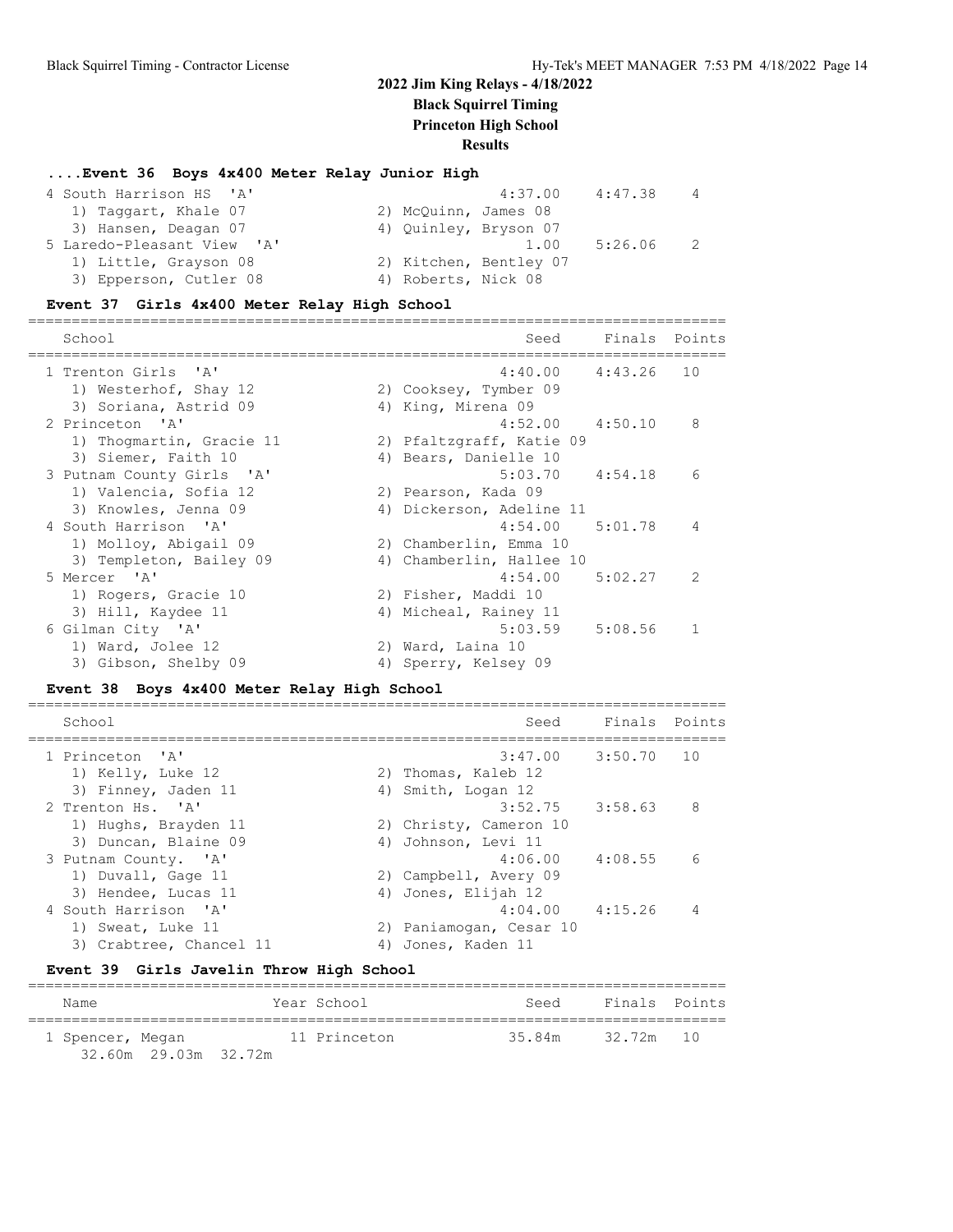## 2022 Jim King Relays - 4/18/2022

**Black Squirrel Timing**

**Princeton High School**

**Results**

### ....Event 36 Boys 4x400 Meter Relay Junior High

| School | Seed | Finals | Points |
|---|---|---|---|
| 4 South Harrison HS 'A' | 4:37.00 | 4:47.38 | 4 |
| 1) Taggart, Khale 07; 2) McQuinn, James 08; 3) Hansen, Deagan 07; 4) Quinley, Bryson 07 | | | |
| 5 Laredo-Pleasant View 'A' | 1.00 | 5:26.06 | 2 |
| 1) Little, Grayson 08; 2) Kitchen, Bentley 07; 3) Epperson, Cutler 08; 4) Roberts, Nick 08 | | | |

### Event 37 Girls 4x400 Meter Relay High School

| School | Seed | Finals | Points |
|---|---|---|---|
| 1 Trenton Girls 'A' | 4:40.00 | 4:43.26 | 10 |
| 1) Westerhof, Shay 12; 2) Cooksey, Tymber 09; 3) Soriana, Astrid 09; 4) King, Mirena 09 | | | |
| 2 Princeton 'A' | 4:52.00 | 4:50.10 | 8 |
| 1) Thogmartin, Gracie 11; 2) Pfaltzgraff, Katie 09; 3) Siemer, Faith 10; 4) Bears, Danielle 10 | | | |
| 3 Putnam County Girls 'A' | 5:03.70 | 4:54.18 | 6 |
| 1) Valencia, Sofia 12; 2) Pearson, Kada 09; 3) Knowles, Jenna 09; 4) Dickerson, Adeline 11 | | | |
| 4 South Harrison 'A' | 4:54.00 | 5:01.78 | 4 |
| 1) Molloy, Abigail 09; 2) Chamberlin, Emma 10; 3) Templeton, Bailey 09; 4) Chamberlin, Hallee 10 | | | |
| 5 Mercer 'A' | 4:54.00 | 5:02.27 | 2 |
| 1) Rogers, Gracie 10; 2) Fisher, Maddi 10; 3) Hill, Kaydee 11; 4) Micheal, Rainey 11 | | | |
| 6 Gilman City 'A' | 5:03.59 | 5:08.56 | 1 |
| 1) Ward, Jolee 12; 2) Ward, Laina 10; 3) Gibson, Shelby 09; 4) Sperry, Kelsey 09 | | | |

### Event 38 Boys 4x400 Meter Relay High School

| School | Seed | Finals | Points |
|---|---|---|---|
| 1 Princeton 'A' | 3:47.00 | 3:50.70 | 10 |
| 1) Kelly, Luke 12; 2) Thomas, Kaleb 12; 3) Finney, Jaden 11; 4) Smith, Logan 12 | | | |
| 2 Trenton Hs. 'A' | 3:52.75 | 3:58.63 | 8 |
| 1) Hughs, Brayden 11; 2) Christy, Cameron 10; 3) Duncan, Blaine 09; 4) Johnson, Levi 11 | | | |
| 3 Putnam County. 'A' | 4:06.00 | 4:08.55 | 6 |
| 1) Duvall, Gage 11; 2) Campbell, Avery 09; 3) Hendee, Lucas 11; 4) Jones, Elijah 12 | | | |
| 4 South Harrison 'A' | 4:04.00 | 4:15.26 | 4 |
| 1) Sweat, Luke 11; 2) Paniamogan, Cesar 10; 3) Crabtree, Chancel 11; 4) Jones, Kaden 11 | | | |

### Event 39 Girls Javelin Throw High School

| Name | Year | School | Seed | Finals | Points |
|---|---|---|---|---|---|
| 1 Spencer, Megan | 11 | Princeton | 35.84m | 32.72m | 10 |
| 32.60m 29.03m 32.72m | | | | | |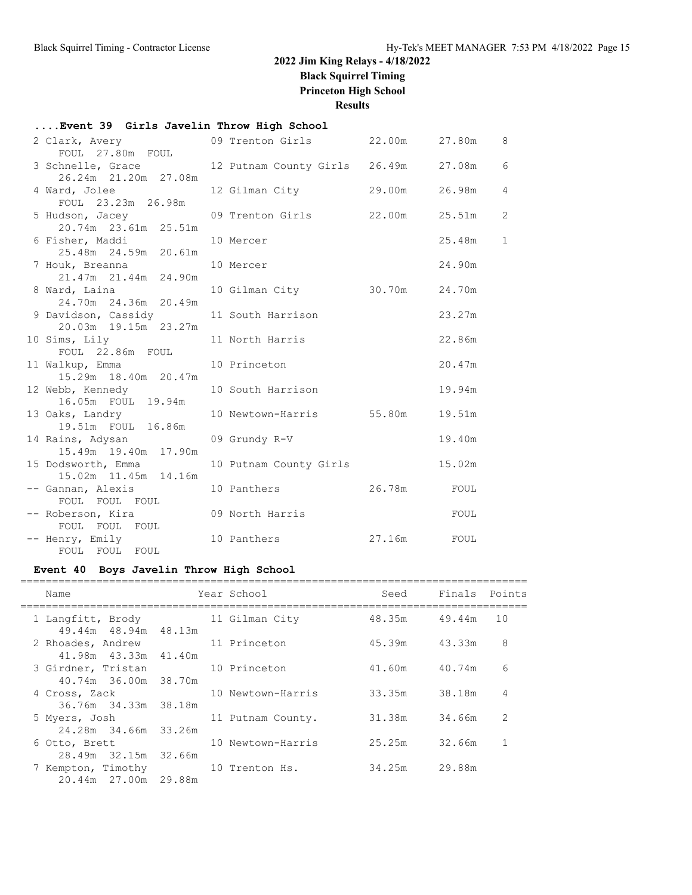## 2022 Jim King Relays - 4/18/2022

**Black Squirrel Timing**

**Princeton High School**

**Results**

### ....Event 39 Girls Javelin Throw High School

| Place | Name | Year | School | Seed | Finals | Points |
|---|---|---|---|---|---|---|
| 2 | Clark, Avery | 09 | Trenton Girls | 22.00m | 27.80m | 8 |
| | FOUL 27.80m FOUL | | | | | |
| 3 | Schnelle, Grace | 12 | Putnam County Girls | 26.49m | 27.08m | 6 |
| | 26.24m 21.20m 27.08m | | | | | |
| 4 | Ward, Jolee | 12 | Gilman City | 29.00m | 26.98m | 4 |
| | FOUL 23.23m 26.98m | | | | | |
| 5 | Hudson, Jacey | 09 | Trenton Girls | 22.00m | 25.51m | 2 |
| | 20.74m 23.61m 25.51m | | | | | |
| 6 | Fisher, Maddi | 10 | Mercer | | 25.48m | 1 |
| | 25.48m 24.59m 20.61m | | | | | |
| 7 | Houk, Breanna | 10 | Mercer | | 24.90m | |
| | 21.47m 21.44m 24.90m | | | | | |
| 8 | Ward, Laina | 10 | Gilman City | 30.70m | 24.70m | |
| | 24.70m 24.36m 20.49m | | | | | |
| 9 | Davidson, Cassidy | 11 | South Harrison | | 23.27m | |
| | 20.03m 19.15m 23.27m | | | | | |
| 10 | Sims, Lily | 11 | North Harris | | 22.86m | |
| | FOUL 22.86m FOUL | | | | | |
| 11 | Walkup, Emma | 10 | Princeton | | 20.47m | |
| | 15.29m 18.40m 20.47m | | | | | |
| 12 | Webb, Kennedy | 10 | South Harrison | | 19.94m | |
| | 16.05m FOUL 19.94m | | | | | |
| 13 | Oaks, Landry | 10 | Newtown-Harris | 55.80m | 19.51m | |
| | 19.51m FOUL 16.86m | | | | | |
| 14 | Rains, Adysan | 09 | Grundy R-V | | 19.40m | |
| | 15.49m 19.40m 17.90m | | | | | |
| 15 | Dodsworth, Emma | 10 | Putnam County Girls | | 15.02m | |
| | 15.02m 11.45m 14.16m | | | | | |
| -- | Gannan, Alexis | 10 | Panthers | 26.78m | FOUL | |
| | FOUL FOUL FOUL | | | | | |
| -- | Roberson, Kira | 09 | North Harris | | FOUL | |
| | FOUL FOUL FOUL | | | | | |
| -- | Henry, Emily | 10 | Panthers | 27.16m | FOUL | |
| | FOUL FOUL FOUL | | | | | |

### Event 40 Boys Javelin Throw High School

| Place | Name | Year | School | Seed | Finals | Points |
|---|---|---|---|---|---|---|
| 1 | Langfitt, Brody | 11 | Gilman City | 48.35m | 49.44m | 10 |
| | 49.44m 48.94m 48.13m | | | | | |
| 2 | Rhoades, Andrew | 11 | Princeton | 45.39m | 43.33m | 8 |
| | 41.98m 43.33m 41.40m | | | | | |
| 3 | Girdner, Tristan | 10 | Princeton | 41.60m | 40.74m | 6 |
| | 40.74m 36.00m 38.70m | | | | | |
| 4 | Cross, Zack | 10 | Newtown-Harris | 33.35m | 38.18m | 4 |
| | 36.76m 34.33m 38.18m | | | | | |
| 5 | Myers, Josh | 11 | Putnam County. | 31.38m | 34.66m | 2 |
| | 24.28m 34.66m 33.26m | | | | | |
| 6 | Otto, Brett | 10 | Newtown-Harris | 25.25m | 32.66m | 1 |
| | 28.49m 32.15m 32.66m | | | | | |
| 7 | Kempton, Timothy | 10 | Trenton Hs. | 34.25m | 29.88m | |
| | 20.44m 27.00m 29.88m | | | | | |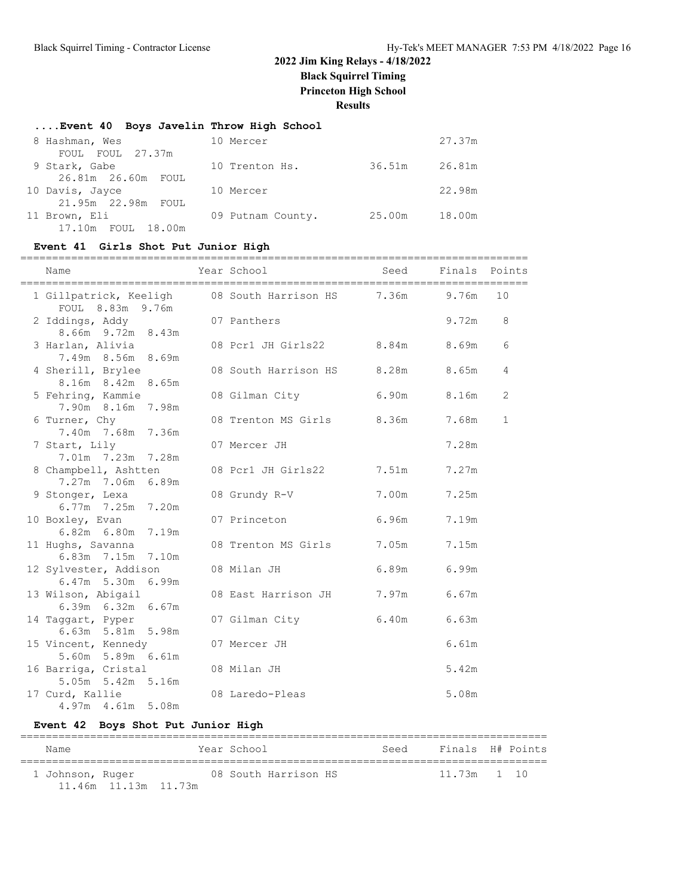# 2022 Jim King Relays - 4/18/2022

**Black Squirrel Timing**
**Princeton High School**
**Results**

### ....Event 40 Boys Javelin Throw High School

| Name | Year | School | Seed | Finals | Points |
|---|---|---|---|---|---|
| 8 Hashman, Wes | 10 | Mercer | | 27.37m | |
| FOUL FOUL 27.37m | | | | | |
| 9 Stark, Gabe | 10 | Trenton Hs. | 36.51m | 26.81m | |
| 26.81m 26.60m FOUL | | | | | |
| 10 Davis, Jayce | 10 | Mercer | | 22.98m | |
| 21.95m 22.98m FOUL | | | | | |
| 11 Brown, Eli | 09 | Putnam County. | 25.00m | 18.00m | |
| 17.10m FOUL 18.00m | | | | | |

### Event 41 Girls Shot Put Junior High

| Name | Year | School | Seed | Finals | Points |
|---|---|---|---|---|---|
| 1 Gillpatrick, Keeligh | 08 | South Harrison HS | 7.36m | 9.76m | 10 |
| FOUL 8.83m 9.76m | | | | | |
| 2 Iddings, Addy | 07 | Panthers | | 9.72m | 8 |
| 8.66m 9.72m 8.43m | | | | | |
| 3 Harlan, Alivia | 08 | Pcr1 JH Girls22 | 8.84m | 8.69m | 6 |
| 7.49m 8.56m 8.69m | | | | | |
| 4 Sherill, Brylee | 08 | South Harrison HS | 8.28m | 8.65m | 4 |
| 8.16m 8.42m 8.65m | | | | | |
| 5 Fehring, Kammie | 08 | Gilman City | 6.90m | 8.16m | 2 |
| 7.90m 8.16m 7.98m | | | | | |
| 6 Turner, Chy | 08 | Trenton MS Girls | 8.36m | 7.68m | 1 |
| 7.40m 7.68m 7.36m | | | | | |
| 7 Start, Lily | 07 | Mercer JH | | 7.28m | |
| 7.01m 7.23m 7.28m | | | | | |
| 8 Champbell, Ashtten | 08 | Pcr1 JH Girls22 | 7.51m | 7.27m | |
| 7.27m 7.06m 6.89m | | | | | |
| 9 Stonger, Lexa | 08 | Grundy R-V | 7.00m | 7.25m | |
| 6.77m 7.25m 7.20m | | | | | |
| 10 Boxley, Evan | 07 | Princeton | 6.96m | 7.19m | |
| 6.82m 6.80m 7.19m | | | | | |
| 11 Hughs, Savanna | 08 | Trenton MS Girls | 7.05m | 7.15m | |
| 6.83m 7.15m 7.10m | | | | | |
| 12 Sylvester, Addison | 08 | Milan JH | 6.89m | 6.99m | |
| 6.47m 5.30m 6.99m | | | | | |
| 13 Wilson, Abigail | 08 | East Harrison JH | 7.97m | 6.67m | |
| 6.39m 6.32m 6.67m | | | | | |
| 14 Taggart, Pyper | 07 | Gilman City | 6.40m | 6.63m | |
| 6.63m 5.81m 5.98m | | | | | |
| 15 Vincent, Kennedy | 07 | Mercer JH | | 6.61m | |
| 5.60m 5.89m 6.61m | | | | | |
| 16 Barriga, Cristal | 08 | Milan JH | | 5.42m | |
| 5.05m 5.42m 5.16m | | | | | |
| 17 Curd, Kallie | 08 | Laredo-Pleas | | 5.08m | |
| 4.97m 4.61m 5.08m | | | | | |

### Event 42 Boys Shot Put Junior High

| Name | Year | School | Seed | Finals | H# | Points |
|---|---|---|---|---|---|---|
| 1 Johnson, Ruger | 08 | South Harrison HS | | 11.73m | 1 | 10 |
| 11.46m 11.13m 11.73m | | | | | | |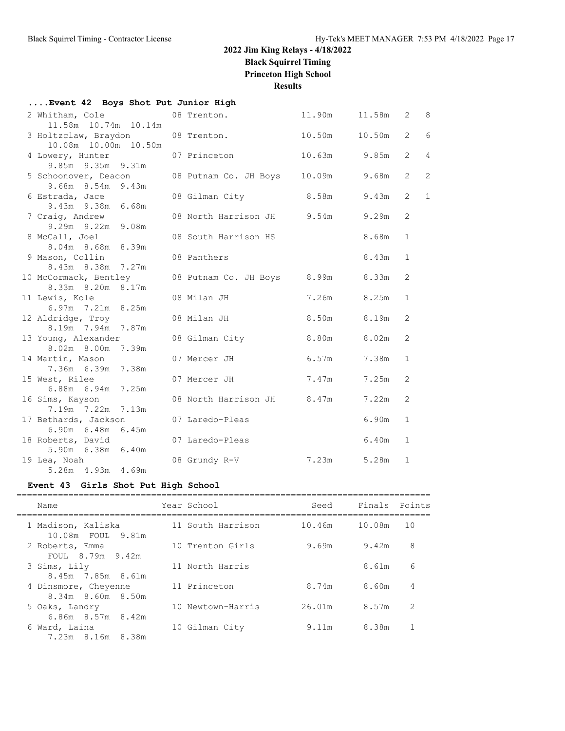## 2022 Jim King Relays - 4/18/2022

**Black Squirrel Timing**

**Princeton High School**

**Results**

### ....Event 42 Boys Shot Put Junior High

| Place | Name | Year | School | Seed | Finals | Flight | Points |
|---|---|---|---|---|---|---|---|
| 2 | Whitham, Cole | 08 | Trenton. | 11.90m | 11.58m | 2 | 8 |
| | 11.58m 10.74m 10.14m | | | | | | |
| 3 | Holtzclaw, Braydon | 08 | Trenton. | 10.50m | 10.50m | 2 | 6 |
| | 10.08m 10.00m 10.50m | | | | | | |
| 4 | Lowery, Hunter | 07 | Princeton | 10.63m | 9.85m | 2 | 4 |
| | 9.85m 9.35m 9.31m | | | | | | |
| 5 | Schoonover, Deacon | 08 | Putnam Co. JH Boys | 10.09m | 9.68m | 2 | 2 |
| | 9.68m 8.54m 9.43m | | | | | | |
| 6 | Estrada, Jace | 08 | Gilman City | 8.58m | 9.43m | 2 | 1 |
| | 9.43m 9.38m 6.68m | | | | | | |
| 7 | Craig, Andrew | 08 | North Harrison JH | 9.54m | 9.29m | 2 | |
| | 9.29m 9.22m 9.08m | | | | | | |
| 8 | McCall, Joel | 08 | South Harrison HS | | 8.68m | 1 | |
| | 8.04m 8.68m 8.39m | | | | | | |
| 9 | Mason, Collin | 08 | Panthers | | 8.43m | 1 | |
| | 8.43m 8.38m 7.27m | | | | | | |
| 10 | McCormack, Bentley | 08 | Putnam Co. JH Boys | 8.99m | 8.33m | 2 | |
| | 8.33m 8.20m 8.17m | | | | | | |
| 11 | Lewis, Kole | 08 | Milan JH | 7.26m | 8.25m | 1 | |
| | 6.97m 7.21m 8.25m | | | | | | |
| 12 | Aldridge, Troy | 08 | Milan JH | 8.50m | 8.19m | 2 | |
| | 8.19m 7.94m 7.87m | | | | | | |
| 13 | Young, Alexander | 08 | Gilman City | 8.80m | 8.02m | 2 | |
| | 8.02m 8.00m 7.39m | | | | | | |
| 14 | Martin, Mason | 07 | Mercer JH | 6.57m | 7.38m | 1 | |
| | 7.36m 6.39m 7.38m | | | | | | |
| 15 | West, Rilee | 07 | Mercer JH | 7.47m | 7.25m | 2 | |
| | 6.88m 6.94m 7.25m | | | | | | |
| 16 | Sims, Kayson | 08 | North Harrison JH | 8.47m | 7.22m | 2 | |
| | 7.19m 7.22m 7.13m | | | | | | |
| 17 | Bethards, Jackson | 07 | Laredo-Pleas | | 6.90m | 1 | |
| | 6.90m 6.48m 6.45m | | | | | | |
| 18 | Roberts, David | 07 | Laredo-Pleas | | 6.40m | 1 | |
| | 5.90m 6.38m 6.40m | | | | | | |
| 19 | Lea, Noah | 08 | Grundy R-V | 7.23m | 5.28m | 1 | |
| | 5.28m 4.93m 4.69m | | | | | | |

### Event 43 Girls Shot Put High School

| Place | Name | Year | School | Seed | Finals | Points |
|---|---|---|---|---|---|---|
| 1 | Madison, Kaliska | 11 | South Harrison | 10.46m | 10.08m | 10 |
| | 10.08m FOUL 9.81m | | | | | |
| 2 | Roberts, Emma | 10 | Trenton Girls | 9.69m | 9.42m | 8 |
| | FOUL 8.79m 9.42m | | | | | |
| 3 | Sims, Lily | 11 | North Harris | | 8.61m | 6 |
| | 8.45m 7.85m 8.61m | | | | | |
| 4 | Dinsmore, Cheyenne | 11 | Princeton | 8.74m | 8.60m | 4 |
| | 8.34m 8.60m 8.50m | | | | | |
| 5 | Oaks, Landry | 10 | Newtown-Harris | 26.01m | 8.57m | 2 |
| | 6.86m 8.57m 8.42m | | | | | |
| 6 | Ward, Laina | 10 | Gilman City | 9.11m | 8.38m | 1 |
| | 7.23m 8.16m 8.38m | | | | | |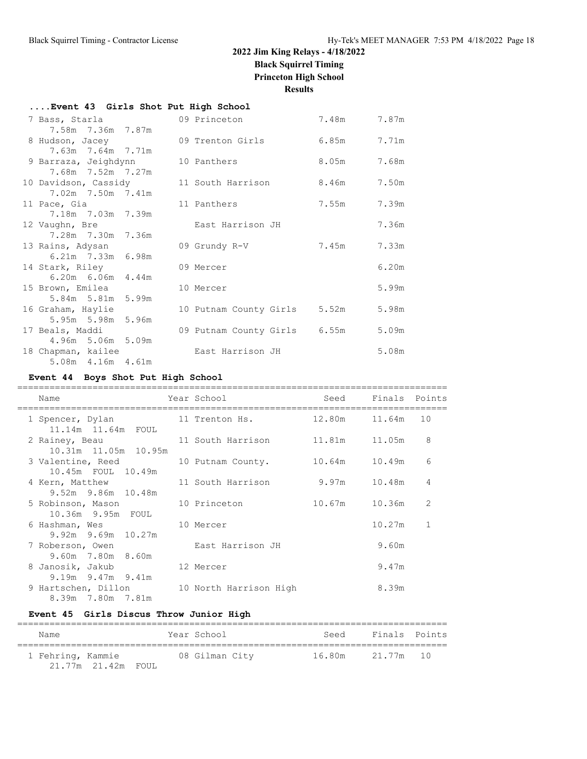# 2022 Jim King Relays - 4/18/2022

**Black Squirrel Timing**

**Princeton High School**

**Results**

### ....Event 43 Girls Shot Put High School

| Place | Name | Year | School | Seed | Finals | Points |
|---|---|---|---|---|---|---|
| 7 | Bass, Starla | 09 | Princeton | 7.48m | 7.87m | |
| | 7.58m 7.36m 7.87m | | | | | |
| 8 | Hudson, Jacey | 09 | Trenton Girls | 6.85m | 7.71m | |
| | 7.63m 7.64m 7.71m | | | | | |
| 9 | Barraza, Jeighdynn | 10 | Panthers | 8.05m | 7.68m | |
| | 7.68m 7.52m 7.27m | | | | | |
| 10 | Davidson, Cassidy | 11 | South Harrison | 8.46m | 7.50m | |
| | 7.02m 7.50m 7.41m | | | | | |
| 11 | Pace, Gia | 11 | Panthers | 7.55m | 7.39m | |
| | 7.18m 7.03m 7.39m | | | | | |
| 12 | Vaughn, Bre | | East Harrison JH | | 7.36m | |
| | 7.28m 7.30m 7.36m | | | | | |
| 13 | Rains, Adysan | 09 | Grundy R-V | 7.45m | 7.33m | |
| | 6.21m 7.33m 6.98m | | | | | |
| 14 | Stark, Riley | 09 | Mercer | | 6.20m | |
| | 6.20m 6.06m 4.44m | | | | | |
| 15 | Brown, Emilea | 10 | Mercer | | 5.99m | |
| | 5.84m 5.81m 5.99m | | | | | |
| 16 | Graham, Haylie | 10 | Putnam County Girls | 5.52m | 5.98m | |
| | 5.95m 5.98m 5.96m | | | | | |
| 17 | Beals, Maddi | 09 | Putnam County Girls | 6.55m | 5.09m | |
| | 4.96m 5.06m 5.09m | | | | | |
| 18 | Chapman, kailee | | East Harrison JH | | 5.08m | |
| | 5.08m 4.16m 4.61m | | | | | |

### Event 44 Boys Shot Put High School

| Place | Name | Year | School | Seed | Finals | Points |
|---|---|---|---|---|---|---|
| 1 | Spencer, Dylan | 11 | Trenton Hs. | 12.80m | 11.64m | 10 |
| | 11.14m 11.64m FOUL | | | | | |
| 2 | Rainey, Beau | 11 | South Harrison | 11.81m | 11.05m | 8 |
| | 10.31m 11.05m 10.95m | | | | | |
| 3 | Valentine, Reed | 10 | Putnam County. | 10.64m | 10.49m | 6 |
| | 10.45m FOUL 10.49m | | | | | |
| 4 | Kern, Matthew | 11 | South Harrison | 9.97m | 10.48m | 4 |
| | 9.52m 9.86m 10.48m | | | | | |
| 5 | Robinson, Mason | 10 | Princeton | 10.67m | 10.36m | 2 |
| | 10.36m 9.95m FOUL | | | | | |
| 6 | Hashman, Wes | 10 | Mercer | | 10.27m | 1 |
| | 9.92m 9.69m 10.27m | | | | | |
| 7 | Roberson, Owen | | East Harrison JH | | 9.60m | |
| | 9.60m 7.80m 8.60m | | | | | |
| 8 | Janosik, Jakub | 12 | Mercer | | 9.47m | |
| | 9.19m 9.47m 9.41m | | | | | |
| 9 | Hartschen, Dillon | 10 | North Harrison High | | 8.39m | |
| | 8.39m 7.80m 7.81m | | | | | |

### Event 45 Girls Discus Throw Junior High

| Place | Name | Year | School | Seed | Finals | Points |
|---|---|---|---|---|---|---|
| 1 | Fehring, Kammie | 08 | Gilman City | 16.80m | 21.77m | 10 |
| | 21.77m 21.42m FOUL | | | | | |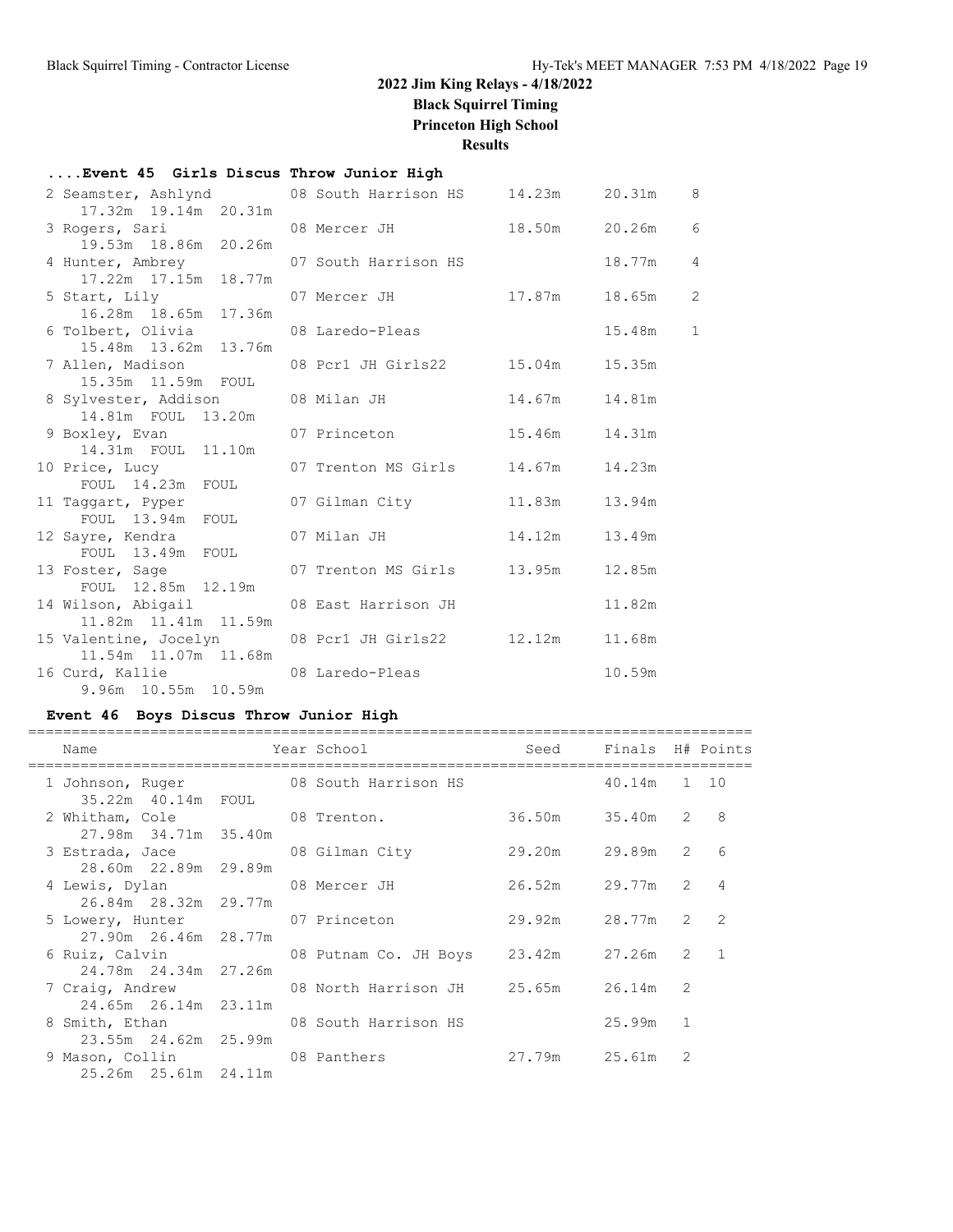# 2022 Jim King Relays - 4/18/2022

**Black Squirrel Timing**
**Princeton High School**
**Results**

### ....Event 45 Girls Discus Throw Junior High

| Place | Name | Year | School | Seed | Finals | Points |
|---|---|---|---|---|---|---|
| 2 | Seamster, Ashlynd | 08 | South Harrison HS | 14.23m | 20.31m | 8 |
| | 17.32m 19.14m 20.31m | | | | | |
| 3 | Rogers, Sari | 08 | Mercer JH | 18.50m | 20.26m | 6 |
| | 19.53m 18.86m 20.26m | | | | | |
| 4 | Hunter, Ambrey | 07 | South Harrison HS | | 18.77m | 4 |
| | 17.22m 17.15m 18.77m | | | | | |
| 5 | Start, Lily | 07 | Mercer JH | 17.87m | 18.65m | 2 |
| | 16.28m 18.65m 17.36m | | | | | |
| 6 | Tolbert, Olivia | 08 | Laredo-Pleas | | 15.48m | 1 |
| | 15.48m 13.62m 13.76m | | | | | |
| 7 | Allen, Madison | 08 | Pcr1 JH Girls22 | 15.04m | 15.35m | |
| | 15.35m 11.59m FOUL | | | | | |
| 8 | Sylvester, Addison | 08 | Milan JH | 14.67m | 14.81m | |
| | 14.81m FOUL 13.20m | | | | | |
| 9 | Boxley, Evan | 07 | Princeton | 15.46m | 14.31m | |
| | 14.31m FOUL 11.10m | | | | | |
| 10 | Price, Lucy | 07 | Trenton MS Girls | 14.67m | 14.23m | |
| | FOUL 14.23m FOUL | | | | | |
| 11 | Taggart, Pyper | 07 | Gilman City | 11.83m | 13.94m | |
| | FOUL 13.94m FOUL | | | | | |
| 12 | Sayre, Kendra | 07 | Milan JH | 14.12m | 13.49m | |
| | FOUL 13.49m FOUL | | | | | |
| 13 | Foster, Sage | 07 | Trenton MS Girls | 13.95m | 12.85m | |
| | FOUL 12.85m 12.19m | | | | | |
| 14 | Wilson, Abigail | 08 | East Harrison JH | | 11.82m | |
| | 11.82m 11.41m 11.59m | | | | | |
| 15 | Valentine, Jocelyn | 08 | Pcr1 JH Girls22 | 12.12m | 11.68m | |
| | 11.54m 11.07m 11.68m | | | | | |
| 16 | Curd, Kallie | 08 | Laredo-Pleas | | 10.59m | |
| | 9.96m 10.55m 10.59m | | | | | |

### Event 46 Boys Discus Throw Junior High

| Place | Name | Year | School | Seed | Finals | H# | Points |
|---|---|---|---|---|---|---|---|
| 1 | Johnson, Ruger | 08 | South Harrison HS | | 40.14m | 1 | 10 |
| | 35.22m 40.14m FOUL | | | | | | |
| 2 | Whitham, Cole | 08 | Trenton. | 36.50m | 35.40m | 2 | 8 |
| | 27.98m 34.71m 35.40m | | | | | | |
| 3 | Estrada, Jace | 08 | Gilman City | 29.20m | 29.89m | 2 | 6 |
| | 28.60m 22.89m 29.89m | | | | | | |
| 4 | Lewis, Dylan | 08 | Mercer JH | 26.52m | 29.77m | 2 | 4 |
| | 26.84m 28.32m 29.77m | | | | | | |
| 5 | Lowery, Hunter | 07 | Princeton | 29.92m | 28.77m | 2 | 2 |
| | 27.90m 26.46m 28.77m | | | | | | |
| 6 | Ruiz, Calvin | 08 | Putnam Co. JH Boys | 23.42m | 27.26m | 2 | 1 |
| | 24.78m 24.34m 27.26m | | | | | | |
| 7 | Craig, Andrew | 08 | North Harrison JH | 25.65m | 26.14m | 2 | |
| | 24.65m 26.14m 23.11m | | | | | | |
| 8 | Smith, Ethan | 08 | South Harrison HS | | 25.99m | 1 | |
| | 23.55m 24.62m 25.99m | | | | | | |
| 9 | Mason, Collin | 08 | Panthers | 27.79m | 25.61m | 2 | |
| | 25.26m 25.61m 24.11m | | | | | | |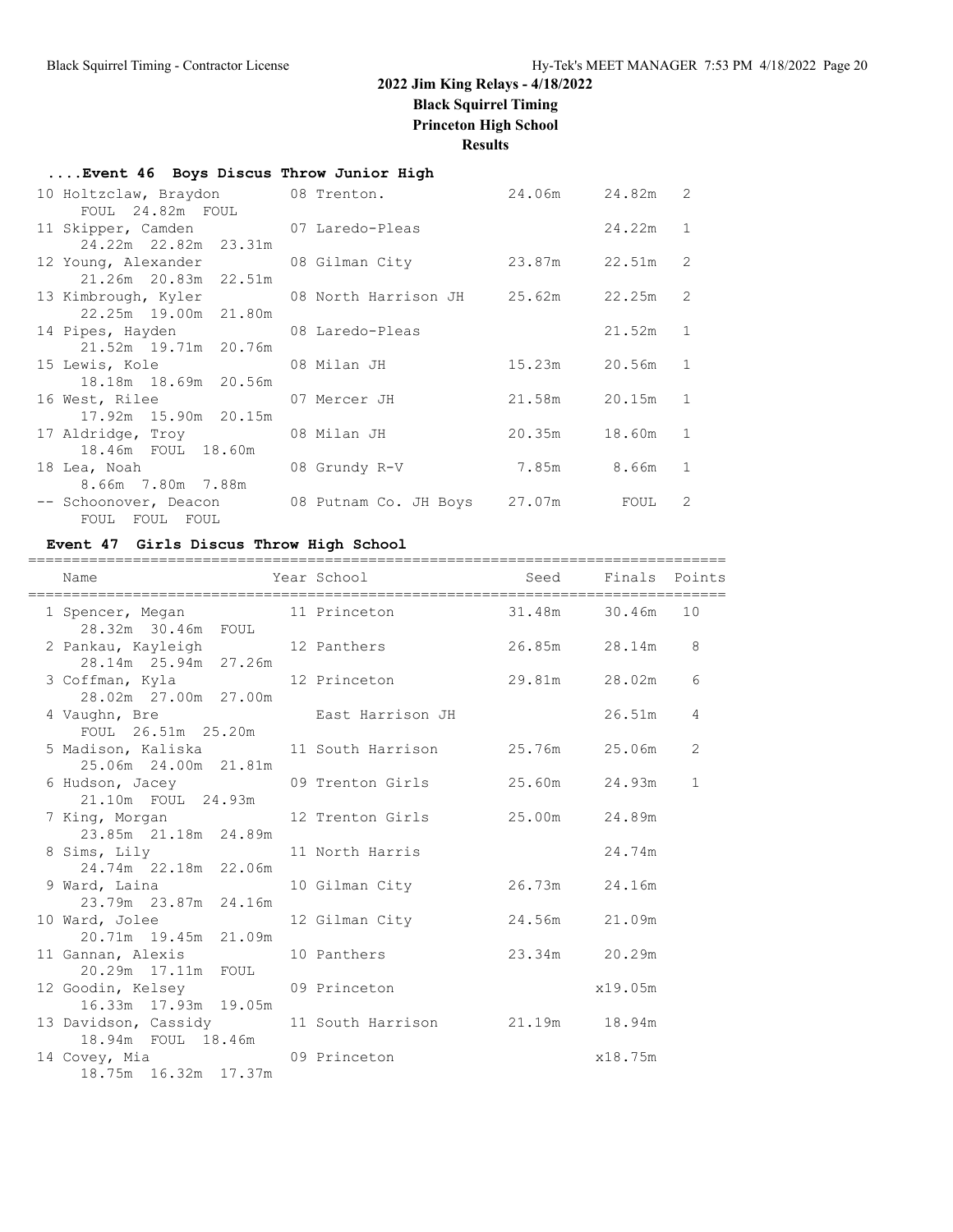# 2022 Jim King Relays - 4/18/2022

**Black Squirrel Timing**

**Princeton High School**

**Results**

### ....Event 46 Boys Discus Throw Junior High

| | Name | Year | School | Seed | Finals | Points |
|---|---|---|---|---|---|---|
| 10 | Holtzclaw, Braydon | 08 | Trenton. | 24.06m | 24.82m | 2 |
| | FOUL 24.82m FOUL | | | | | |
| 11 | Skipper, Camden | 07 | Laredo-Pleas | | 24.22m | 1 |
| | 24.22m 22.82m 23.31m | | | | | |
| 12 | Young, Alexander | 08 | Gilman City | 23.87m | 22.51m | 2 |
| | 21.26m 20.83m 22.51m | | | | | |
| 13 | Kimbrough, Kyler | 08 | North Harrison JH | 25.62m | 22.25m | 2 |
| | 22.25m 19.00m 21.80m | | | | | |
| 14 | Pipes, Hayden | 08 | Laredo-Pleas | | 21.52m | 1 |
| | 21.52m 19.71m 20.76m | | | | | |
| 15 | Lewis, Kole | 08 | Milan JH | 15.23m | 20.56m | 1 |
| | 18.18m 18.69m 20.56m | | | | | |
| 16 | West, Rilee | 07 | Mercer JH | 21.58m | 20.15m | 1 |
| | 17.92m 15.90m 20.15m | | | | | |
| 17 | Aldridge, Troy | 08 | Milan JH | 20.35m | 18.60m | 1 |
| | 18.46m FOUL 18.60m | | | | | |
| 18 | Lea, Noah | 08 | Grundy R-V | 7.85m | 8.66m | 1 |
| | 8.66m 7.80m 7.88m | | | | | |
| -- | Schoonover, Deacon | 08 | Putnam Co. JH Boys | 27.07m | FOUL | 2 |
| | FOUL FOUL FOUL | | | | | |

### Event 47 Girls Discus Throw High School

| | Name | Year | School | Seed | Finals | Points |
|---|---|---|---|---|---|---|
| 1 | Spencer, Megan | 11 | Princeton | 31.48m | 30.46m | 10 |
| | 28.32m 30.46m FOUL | | | | | |
| 2 | Pankau, Kayleigh | 12 | Panthers | 26.85m | 28.14m | 8 |
| | 28.14m 25.94m 27.26m | | | | | |
| 3 | Coffman, Kyla | 12 | Princeton | 29.81m | 28.02m | 6 |
| | 28.02m 27.00m 27.00m | | | | | |
| 4 | Vaughn, Bre | | East Harrison JH | | 26.51m | 4 |
| | FOUL 26.51m 25.20m | | | | | |
| 5 | Madison, Kaliska | 11 | South Harrison | 25.76m | 25.06m | 2 |
| | 25.06m 24.00m 21.81m | | | | | |
| 6 | Hudson, Jacey | 09 | Trenton Girls | 25.60m | 24.93m | 1 |
| | 21.10m FOUL 24.93m | | | | | |
| 7 | King, Morgan | 12 | Trenton Girls | 25.00m | 24.89m | |
| | 23.85m 21.18m 24.89m | | | | | |
| 8 | Sims, Lily | 11 | North Harris | | 24.74m | |
| | 24.74m 22.18m 22.06m | | | | | |
| 9 | Ward, Laina | 10 | Gilman City | 26.73m | 24.16m | |
| | 23.79m 23.87m 24.16m | | | | | |
| 10 | Ward, Jolee | 12 | Gilman City | 24.56m | 21.09m | |
| | 20.71m 19.45m 21.09m | | | | | |
| 11 | Gannan, Alexis | 10 | Panthers | 23.34m | 20.29m | |
| | 20.29m 17.11m FOUL | | | | | |
| 12 | Goodin, Kelsey | 09 | Princeton | | x19.05m | |
| | 16.33m 17.93m 19.05m | | | | | |
| 13 | Davidson, Cassidy | 11 | South Harrison | 21.19m | 18.94m | |
| | 18.94m FOUL 18.46m | | | | | |
| 14 | Covey, Mia | 09 | Princeton | | x18.75m | |
| | 18.75m 16.32m 17.37m | | | | | |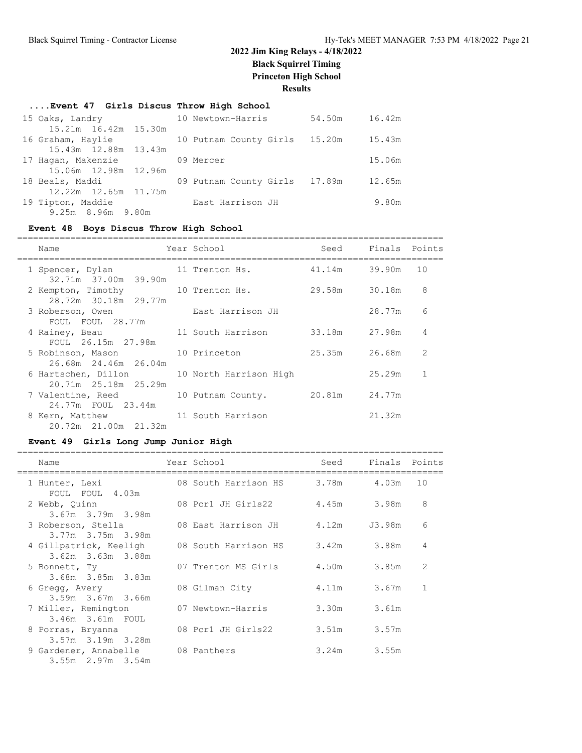## 2022 Jim King Relays - 4/18/2022

**Black Squirrel Timing**
**Princeton High School**
**Results**

### ....Event 47 Girls Discus Throw High School

| Name | Year | School | Seed | Finals | Points |
|---|---|---|---|---|---|
| 15 Oaks, Landry | 10 | Newtown-Harris | 54.50m | 16.42m | |
| 15.21m 16.42m 15.30m | | | | | |
| 16 Graham, Haylie | 10 | Putnam County Girls | 15.20m | 15.43m | |
| 15.43m 12.88m 13.43m | | | | | |
| 17 Hagan, Makenzie | 09 | Mercer | | 15.06m | |
| 15.06m 12.98m 12.96m | | | | | |
| 18 Beals, Maddi | 09 | Putnam County Girls | 17.89m | 12.65m | |
| 12.22m 12.65m 11.75m | | | | | |
| 19 Tipton, Maddie | | East Harrison JH | | 9.80m | |
| 9.25m 8.96m 9.80m | | | | | |

### Event 48 Boys Discus Throw High School

| Name | Year | School | Seed | Finals | Points |
|---|---|---|---|---|---|
| 1 Spencer, Dylan | 11 | Trenton Hs. | 41.14m | 39.90m | 10 |
| 32.71m 37.00m 39.90m | | | | | |
| 2 Kempton, Timothy | 10 | Trenton Hs. | 29.58m | 30.18m | 8 |
| 28.72m 30.18m 29.77m | | | | | |
| 3 Roberson, Owen | | East Harrison JH | | 28.77m | 6 |
| FOUL FOUL 28.77m | | | | | |
| 4 Rainey, Beau | 11 | South Harrison | 33.18m | 27.98m | 4 |
| FOUL 26.15m 27.98m | | | | | |
| 5 Robinson, Mason | 10 | Princeton | 25.35m | 26.68m | 2 |
| 26.68m 24.46m 26.04m | | | | | |
| 6 Hartschen, Dillon | 10 | North Harrison High | | 25.29m | 1 |
| 20.71m 25.18m 25.29m | | | | | |
| 7 Valentine, Reed | 10 | Putnam County. | 20.81m | 24.77m | |
| 24.77m FOUL 23.44m | | | | | |
| 8 Kern, Matthew | 11 | South Harrison | | 21.32m | |
| 20.72m 21.00m 21.32m | | | | | |

### Event 49 Girls Long Jump Junior High

| Name | Year | School | Seed | Finals | Points |
|---|---|---|---|---|---|
| 1 Hunter, Lexi | 08 | South Harrison HS | 3.78m | 4.03m | 10 |
| FOUL FOUL 4.03m | | | | | |
| 2 Webb, Quinn | 08 | Pcr1 JH Girls22 | 4.45m | 3.98m | 8 |
| 3.67m 3.79m 3.98m | | | | | |
| 3 Roberson, Stella | 08 | East Harrison JH | 4.12m | J3.98m | 6 |
| 3.77m 3.75m 3.98m | | | | | |
| 4 Gillpatrick, Keeligh | 08 | South Harrison HS | 3.42m | 3.88m | 4 |
| 3.62m 3.63m 3.88m | | | | | |
| 5 Bonnett, Ty | 07 | Trenton MS Girls | 4.50m | 3.85m | 2 |
| 3.68m 3.85m 3.83m | | | | | |
| 6 Gregg, Avery | 08 | Gilman City | 4.11m | 3.67m | 1 |
| 3.59m 3.67m 3.66m | | | | | |
| 7 Miller, Remington | 07 | Newtown-Harris | 3.30m | 3.61m | |
| 3.46m 3.61m FOUL | | | | | |
| 8 Porras, Bryanna | 08 | Pcr1 JH Girls22 | 3.51m | 3.57m | |
| 3.57m 3.19m 3.28m | | | | | |
| 9 Gardener, Annabelle | 08 | Panthers | 3.24m | 3.55m | |
| 3.55m 2.97m 3.54m | | | | | |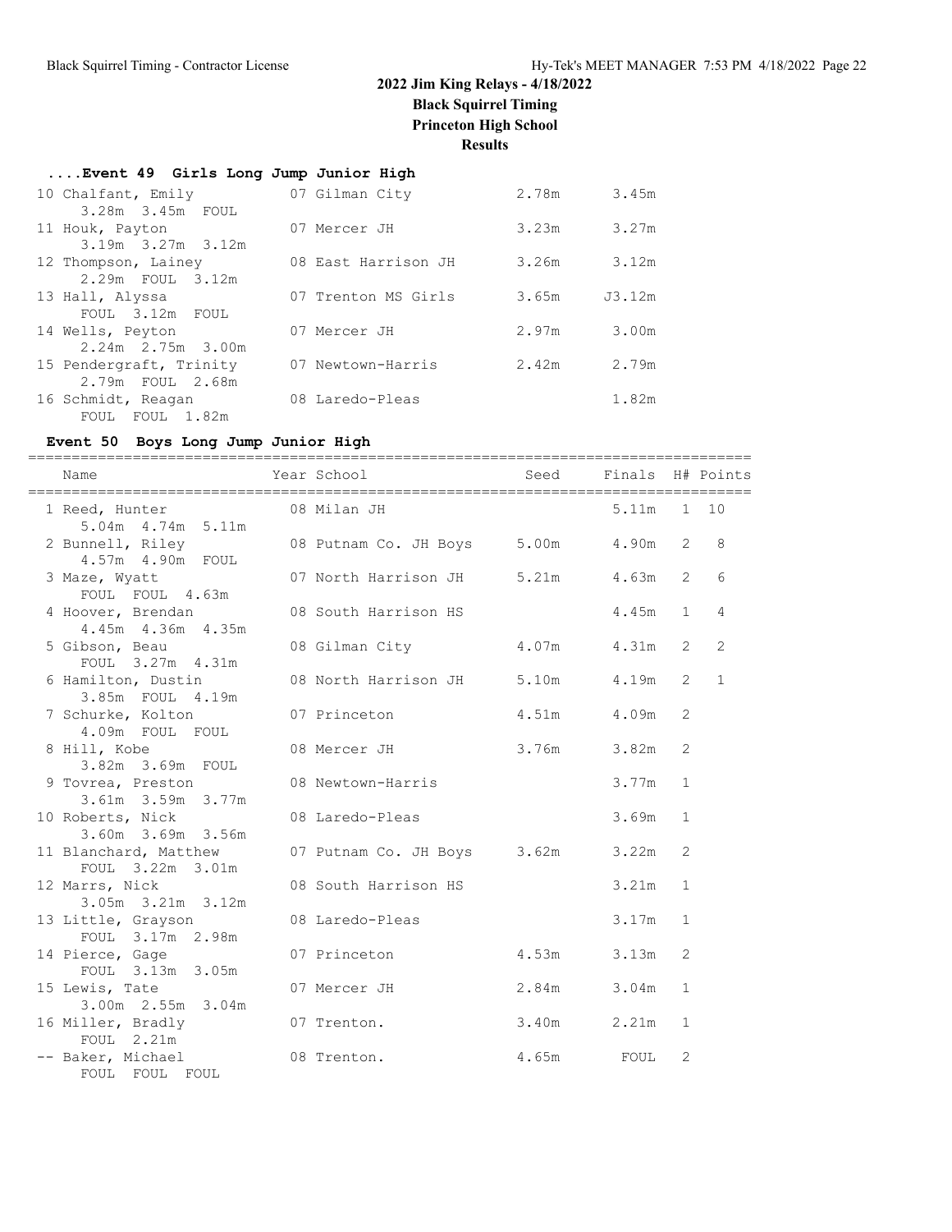# 2022 Jim King Relays - 4/18/2022

**Black Squirrel Timing**

**Princeton High School**

**Results**

### ....Event 49 Girls Long Jump Junior High

| Place | Name | Year | School | Seed | Finals |
|---|---|---|---|---|---|
| 10 | Chalfant, Emily | 07 | Gilman City | 2.78m | 3.45m |
| | 3.28m 3.45m FOUL | | | | |
| 11 | Houk, Payton | 07 | Mercer JH | 3.23m | 3.27m |
| | 3.19m 3.27m 3.12m | | | | |
| 12 | Thompson, Lainey | 08 | East Harrison JH | 3.26m | 3.12m |
| | 2.29m FOUL 3.12m | | | | |
| 13 | Hall, Alyssa | 07 | Trenton MS Girls | 3.65m | J3.12m |
| | FOUL 3.12m FOUL | | | | |
| 14 | Wells, Peyton | 07 | Mercer JH | 2.97m | 3.00m |
| | 2.24m 2.75m 3.00m | | | | |
| 15 | Pendergraft, Trinity | 07 | Newtown-Harris | 2.42m | 2.79m |
| | 2.79m FOUL 2.68m | | | | |
| 16 | Schmidt, Reagan | 08 | Laredo-Pleas | | 1.82m |
| | FOUL FOUL 1.82m | | | | |

### Event 50 Boys Long Jump Junior High

| Place | Name | Year | School | Seed | Finals | H# | Points |
|---|---|---|---|---|---|---|---|
| 1 | Reed, Hunter | 08 | Milan JH | | 5.11m | 1 | 10 |
| | 5.04m 4.74m 5.11m | | | | | | |
| 2 | Bunnell, Riley | 08 | Putnam Co. JH Boys | 5.00m | 4.90m | 2 | 8 |
| | 4.57m 4.90m FOUL | | | | | | |
| 3 | Maze, Wyatt | 07 | North Harrison JH | 5.21m | 4.63m | 2 | 6 |
| | FOUL FOUL 4.63m | | | | | | |
| 4 | Hoover, Brendan | 08 | South Harrison HS | | 4.45m | 1 | 4 |
| | 4.45m 4.36m 4.35m | | | | | | |
| 5 | Gibson, Beau | 08 | Gilman City | 4.07m | 4.31m | 2 | 2 |
| | FOUL 3.27m 4.31m | | | | | | |
| 6 | Hamilton, Dustin | 08 | North Harrison JH | 5.10m | 4.19m | 2 | 1 |
| | 3.85m FOUL 4.19m | | | | | | |
| 7 | Schurke, Kolton | 07 | Princeton | 4.51m | 4.09m | 2 | |
| | 4.09m FOUL FOUL | | | | | | |
| 8 | Hill, Kobe | 08 | Mercer JH | 3.76m | 3.82m | 2 | |
| | 3.82m 3.69m FOUL | | | | | | |
| 9 | Tovrea, Preston | 08 | Newtown-Harris | | 3.77m | 1 | |
| | 3.61m 3.59m 3.77m | | | | | | |
| 10 | Roberts, Nick | 08 | Laredo-Pleas | | 3.69m | 1 | |
| | 3.60m 3.69m 3.56m | | | | | | |
| 11 | Blanchard, Matthew | 07 | Putnam Co. JH Boys | 3.62m | 3.22m | 2 | |
| | FOUL 3.22m 3.01m | | | | | | |
| 12 | Marrs, Nick | 08 | South Harrison HS | | 3.21m | 1 | |
| | 3.05m 3.21m 3.12m | | | | | | |
| 13 | Little, Grayson | 08 | Laredo-Pleas | | 3.17m | 1 | |
| | FOUL 3.17m 2.98m | | | | | | |
| 14 | Pierce, Gage | 07 | Princeton | 4.53m | 3.13m | 2 | |
| | FOUL 3.13m 3.05m | | | | | | |
| 15 | Lewis, Tate | 07 | Mercer JH | 2.84m | 3.04m | 1 | |
| | 3.00m 2.55m 3.04m | | | | | | |
| 16 | Miller, Bradly | 07 | Trenton. | 3.40m | 2.21m | 1 | |
| | FOUL 2.21m | | | | | | |
| -- | Baker, Michael | 08 | Trenton. | 4.65m | FOUL | 2 | |
| | FOUL FOUL FOUL | | | | | | |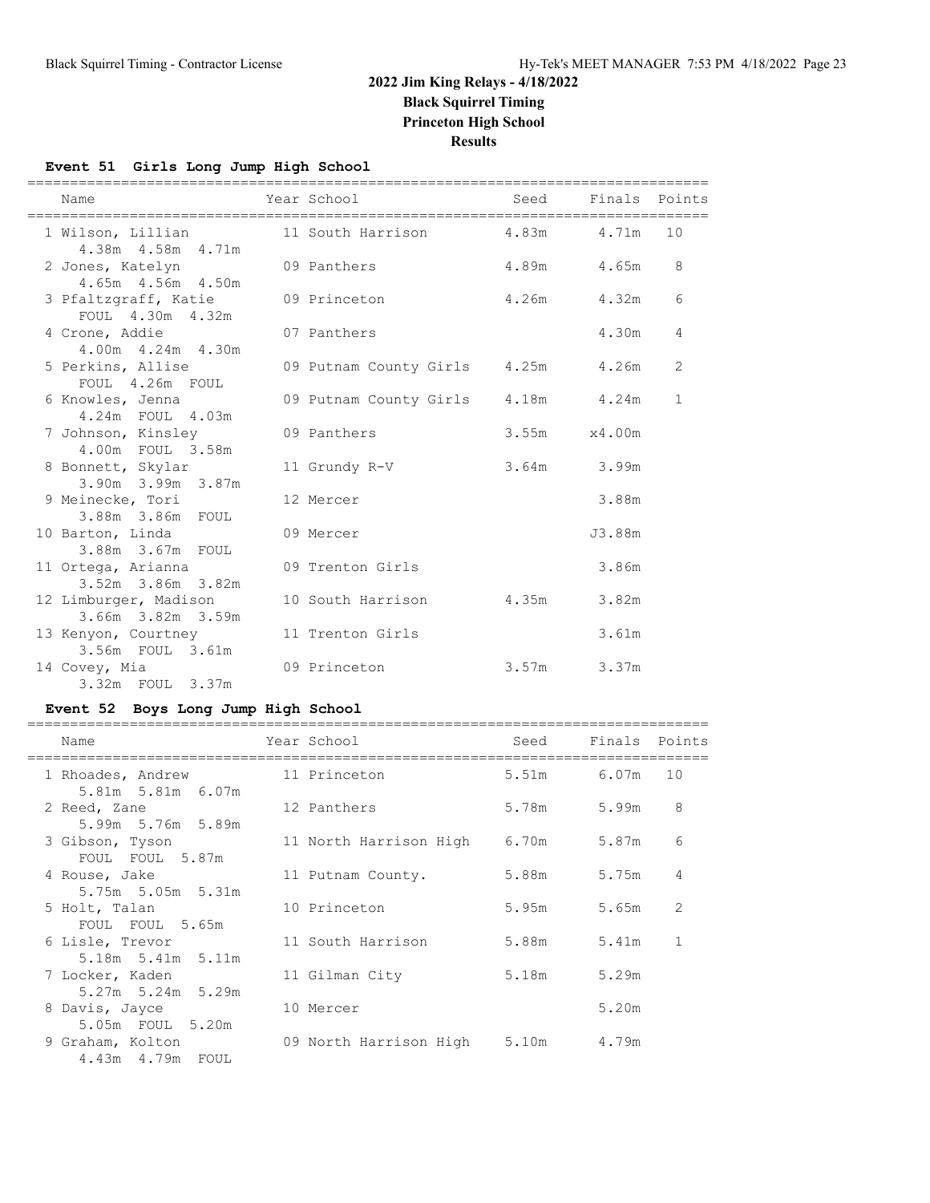# 2022 Jim King Relays - 4/18/2022

## Black Squirrel Timing

## Princeton High School

## Results

### Event 51 Girls Long Jump High School

| Name | Year | School | Seed | Finals | Points |
|---|---|---|---|---|---|
| 1 Wilson, Lillian | 11 | South Harrison | 4.83m | 4.71m | 10 |
| 4.38m 4.58m 4.71m | | | | | |
| 2 Jones, Katelyn | 09 | Panthers | 4.89m | 4.65m | 8 |
| 4.65m 4.56m 4.50m | | | | | |
| 3 Pfaltzgraff, Katie | 09 | Princeton | 4.26m | 4.32m | 6 |
| FOUL 4.30m 4.32m | | | | | |
| 4 Crone, Addie | 07 | Panthers | | 4.30m | 4 |
| 4.00m 4.24m 4.30m | | | | | |
| 5 Perkins, Allise | 09 | Putnam County Girls | 4.25m | 4.26m | 2 |
| FOUL 4.26m FOUL | | | | | |
| 6 Knowles, Jenna | 09 | Putnam County Girls | 4.18m | 4.24m | 1 |
| 4.24m FOUL 4.03m | | | | | |
| 7 Johnson, Kinsley | 09 | Panthers | 3.55m | x4.00m | |
| 4.00m FOUL 3.58m | | | | | |
| 8 Bonnett, Skylar | 11 | Grundy R-V | 3.64m | 3.99m | |
| 3.90m 3.99m 3.87m | | | | | |
| 9 Meinecke, Tori | 12 | Mercer | | 3.88m | |
| 3.88m 3.86m FOUL | | | | | |
| 10 Barton, Linda | 09 | Mercer | | J3.88m | |
| 3.88m 3.67m FOUL | | | | | |
| 11 Ortega, Arianna | 09 | Trenton Girls | | 3.86m | |
| 3.52m 3.86m 3.82m | | | | | |
| 12 Limburger, Madison | 10 | South Harrison | 4.35m | 3.82m | |
| 3.66m 3.82m 3.59m | | | | | |
| 13 Kenyon, Courtney | 11 | Trenton Girls | | 3.61m | |
| 3.56m FOUL 3.61m | | | | | |
| 14 Covey, Mia | 09 | Princeton | 3.57m | 3.37m | |
| 3.32m FOUL 3.37m | | | | | |

### Event 52 Boys Long Jump High School

| Name | Year | School | Seed | Finals | Points |
|---|---|---|---|---|---|
| 1 Rhoades, Andrew | 11 | Princeton | 5.51m | 6.07m | 10 |
| 5.81m 5.81m 6.07m | | | | | |
| 2 Reed, Zane | 12 | Panthers | 5.78m | 5.99m | 8 |
| 5.99m 5.76m 5.89m | | | | | |
| 3 Gibson, Tyson | 11 | North Harrison High | 6.70m | 5.87m | 6 |
| FOUL FOUL 5.87m | | | | | |
| 4 Rouse, Jake | 11 | Putnam County. | 5.88m | 5.75m | 4 |
| 5.75m 5.05m 5.31m | | | | | |
| 5 Holt, Talan | 10 | Princeton | 5.95m | 5.65m | 2 |
| FOUL FOUL 5.65m | | | | | |
| 6 Lisle, Trevor | 11 | South Harrison | 5.88m | 5.41m | 1 |
| 5.18m 5.41m 5.11m | | | | | |
| 7 Locker, Kaden | 11 | Gilman City | 5.18m | 5.29m | |
| 5.27m 5.24m 5.29m | | | | | |
| 8 Davis, Jayce | 10 | Mercer | | 5.20m | |
| 5.05m FOUL 5.20m | | | | | |
| 9 Graham, Kolton | 09 | North Harrison High | 5.10m | 4.79m | |
| 4.43m 4.79m FOUL | | | | | |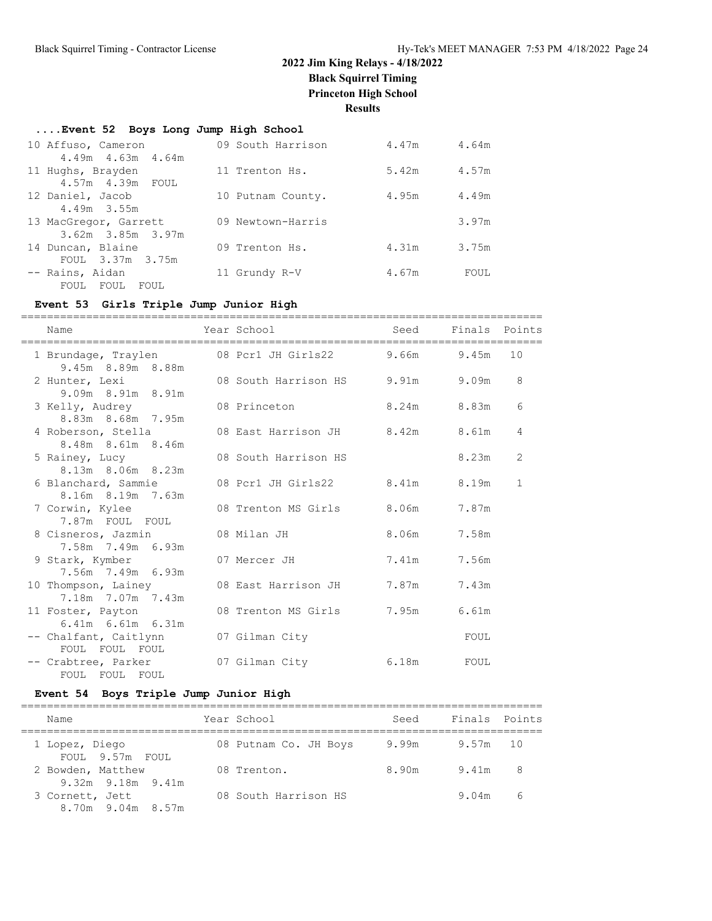## 2022 Jim King Relays - 4/18/2022
### Black Squirrel Timing
### Princeton High School
### Results

#### ....Event 52 Boys Long Jump High School

| Name | Year School | Seed | Finals | Points |
|---|---|---|---|---|
| 10 Affuso, Cameron | 09 South Harrison | 4.47m | 4.64m | |
| 4.49m 4.63m 4.64m | | | | |
| 11 Hughs, Brayden | 11 Trenton Hs. | 5.42m | 4.57m | |
| 4.57m 4.39m FOUL | | | | |
| 12 Daniel, Jacob | 10 Putnam County. | 4.95m | 4.49m | |
| 4.49m 3.55m | | | | |
| 13 MacGregor, Garrett | 09 Newtown-Harris | | 3.97m | |
| 3.62m 3.85m 3.97m | | | | |
| 14 Duncan, Blaine | 09 Trenton Hs. | 4.31m | 3.75m | |
| FOUL 3.37m 3.75m | | | | |
| -- Rains, Aidan | 11 Grundy R-V | 4.67m | FOUL | |
| FOUL FOUL FOUL | | | | |

#### Event 53 Girls Triple Jump Junior High

| Name | Year School | Seed | Finals | Points |
|---|---|---|---|---|
| 1 Brundage, Traylen | 08 Pcr1 JH Girls22 | 9.66m | 9.45m | 10 |
| 9.45m 8.89m 8.88m | | | | |
| 2 Hunter, Lexi | 08 South Harrison HS | 9.91m | 9.09m | 8 |
| 9.09m 8.91m 8.91m | | | | |
| 3 Kelly, Audrey | 08 Princeton | 8.24m | 8.83m | 6 |
| 8.83m 8.68m 7.95m | | | | |
| 4 Roberson, Stella | 08 East Harrison JH | 8.42m | 8.61m | 4 |
| 8.48m 8.61m 8.46m | | | | |
| 5 Rainey, Lucy | 08 South Harrison HS | | 8.23m | 2 |
| 8.13m 8.06m 8.23m | | | | |
| 6 Blanchard, Sammie | 08 Pcr1 JH Girls22 | 8.41m | 8.19m | 1 |
| 8.16m 8.19m 7.63m | | | | |
| 7 Corwin, Kylee | 08 Trenton MS Girls | 8.06m | 7.87m | |
| 7.87m FOUL FOUL | | | | |
| 8 Cisneros, Jazmin | 08 Milan JH | 8.06m | 7.58m | |
| 7.58m 7.49m 6.93m | | | | |
| 9 Stark, Kymber | 07 Mercer JH | 7.41m | 7.56m | |
| 7.56m 7.49m 6.93m | | | | |
| 10 Thompson, Lainey | 08 East Harrison JH | 7.87m | 7.43m | |
| 7.18m 7.07m 7.43m | | | | |
| 11 Foster, Payton | 08 Trenton MS Girls | 7.95m | 6.61m | |
| 6.41m 6.61m 6.31m | | | | |
| -- Chalfant, Caitlynn | 07 Gilman City | | FOUL | |
| FOUL FOUL FOUL | | | | |
| -- Crabtree, Parker | 07 Gilman City | 6.18m | FOUL | |
| FOUL FOUL FOUL | | | | |

#### Event 54 Boys Triple Jump Junior High

| Name | Year School | Seed | Finals | Points |
|---|---|---|---|---|
| 1 Lopez, Diego | 08 Putnam Co. JH Boys | 9.99m | 9.57m | 10 |
| FOUL 9.57m FOUL | | | | |
| 2 Bowden, Matthew | 08 Trenton. | 8.90m | 9.41m | 8 |
| 9.32m 9.18m 9.41m | | | | |
| 3 Cornett, Jett | 08 South Harrison HS | | 9.04m | 6 |
| 8.70m 9.04m 8.57m | | | | |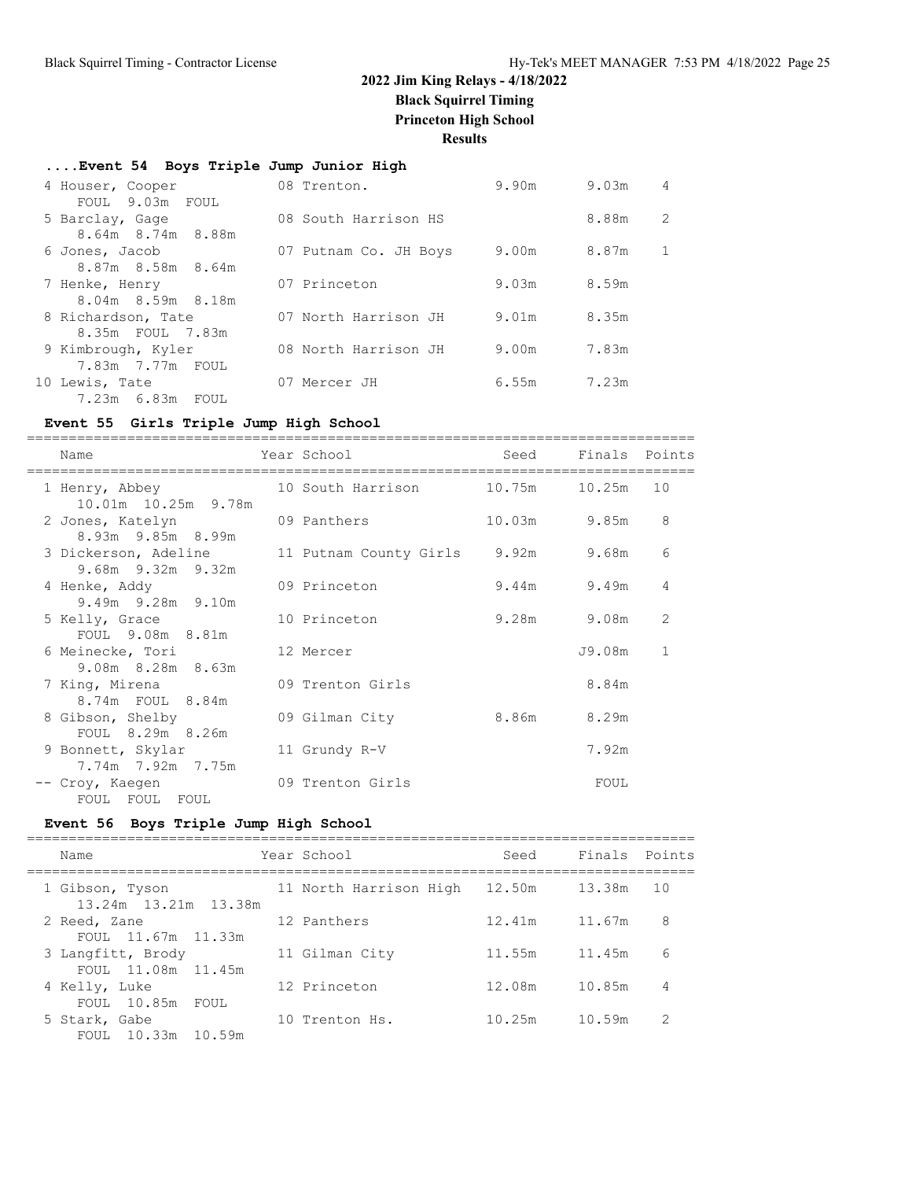# 2022 Jim King Relays - 4/18/2022

**Black Squirrel Timing**

**Princeton High School**

**Results**

### ....Event 54 Boys Triple Jump Junior High

| Name | Year School | Seed | Finals | Points |
|---|---|---|---|---|
| 4 Houser, Cooper | 08 Trenton. | 9.90m | 9.03m | 4 |
| FOUL 9.03m FOUL | | | | |
| 5 Barclay, Gage | 08 South Harrison HS | | 8.88m | 2 |
| 8.64m 8.74m 8.88m | | | | |
| 6 Jones, Jacob | 07 Putnam Co. JH Boys | 9.00m | 8.87m | 1 |
| 8.87m 8.58m 8.64m | | | | |
| 7 Henke, Henry | 07 Princeton | 9.03m | 8.59m | |
| 8.04m 8.59m 8.18m | | | | |
| 8 Richardson, Tate | 07 North Harrison JH | 9.01m | 8.35m | |
| 8.35m FOUL 7.83m | | | | |
| 9 Kimbrough, Kyler | 08 North Harrison JH | 9.00m | 7.83m | |
| 7.83m 7.77m FOUL | | | | |
| 10 Lewis, Tate | 07 Mercer JH | 6.55m | 7.23m | |
| 7.23m 6.83m FOUL | | | | |

### Event 55 Girls Triple Jump High School

| Name | Year School | Seed | Finals | Points |
|---|---|---|---|---|
| 1 Henry, Abbey | 10 South Harrison | 10.75m | 10.25m | 10 |
| 10.01m 10.25m 9.78m | | | | |
| 2 Jones, Katelyn | 09 Panthers | 10.03m | 9.85m | 8 |
| 8.93m 9.85m 8.99m | | | | |
| 3 Dickerson, Adeline | 11 Putnam County Girls | 9.92m | 9.68m | 6 |
| 9.68m 9.32m 9.32m | | | | |
| 4 Henke, Addy | 09 Princeton | 9.44m | 9.49m | 4 |
| 9.49m 9.28m 9.10m | | | | |
| 5 Kelly, Grace | 10 Princeton | 9.28m | 9.08m | 2 |
| FOUL 9.08m 8.81m | | | | |
| 6 Meinecke, Tori | 12 Mercer | | J9.08m | 1 |
| 9.08m 8.28m 8.63m | | | | |
| 7 King, Mirena | 09 Trenton Girls | | 8.84m | |
| 8.74m FOUL 8.84m | | | | |
| 8 Gibson, Shelby | 09 Gilman City | 8.86m | 8.29m | |
| FOUL 8.29m 8.26m | | | | |
| 9 Bonnett, Skylar | 11 Grundy R-V | | 7.92m | |
| 7.74m 7.92m 7.75m | | | | |
| -- Croy, Kaegen | 09 Trenton Girls | | FOUL | |
| FOUL FOUL FOUL | | | | |

### Event 56 Boys Triple Jump High School

| Name | Year School | Seed | Finals | Points |
|---|---|---|---|---|
| 1 Gibson, Tyson | 11 North Harrison High | 12.50m | 13.38m | 10 |
| 13.24m 13.21m 13.38m | | | | |
| 2 Reed, Zane | 12 Panthers | 12.41m | 11.67m | 8 |
| FOUL 11.67m 11.33m | | | | |
| 3 Langfitt, Brody | 11 Gilman City | 11.55m | 11.45m | 6 |
| FOUL 11.08m 11.45m | | | | |
| 4 Kelly, Luke | 12 Princeton | 12.08m | 10.85m | 4 |
| FOUL 10.85m FOUL | | | | |
| 5 Stark, Gabe | 10 Trenton Hs. | 10.25m | 10.59m | 2 |
| FOUL 10.33m 10.59m | | | | |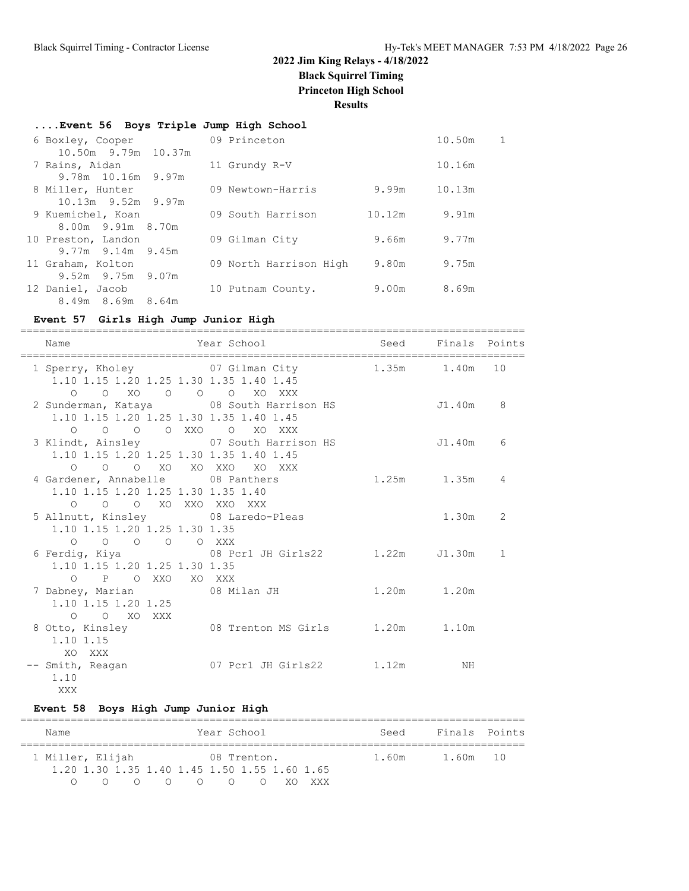# 2022 Jim King Relays - 4/18/2022

**Black Squirrel Timing**
**Princeton High School**
**Results**

### ....Event 56 Boys Triple Jump High School

| Place | Name | Year | School | Seed | Finals | Points |
|---|---|---|---|---|---|---|
| 6 | Boxley, Cooper | 09 | Princeton | | 10.50m | 1 |
| | 10.50m 9.79m 10.37m | | | | | |
| 7 | Rains, Aidan | 11 | Grundy R-V | | 10.16m | |
| | 9.78m 10.16m 9.97m | | | | | |
| 8 | Miller, Hunter | 09 | Newtown-Harris | 9.99m | 10.13m | |
| | 10.13m 9.52m 9.97m | | | | | |
| 9 | Kuemichel, Koan | 09 | South Harrison | 10.12m | 9.91m | |
| | 8.00m 9.91m 8.70m | | | | | |
| 10 | Preston, Landon | 09 | Gilman City | 9.66m | 9.77m | |
| | 9.77m 9.14m 9.45m | | | | | |
| 11 | Graham, Kolton | 09 | North Harrison High | 9.80m | 9.75m | |
| | 9.52m 9.75m 9.07m | | | | | |
| 12 | Daniel, Jacob | 10 | Putnam County. | 9.00m | 8.69m | |
| | 8.49m 8.69m 8.64m | | | | | |

### Event 57 Girls High Jump Junior High

```
Name                    Year School               Seed     Finals  Points
1 Sperry, Kholey          07 Gilman City          1.35m     1.40m   10
   1.10 1.15 1.20 1.25 1.30 1.35 1.40 1.45
     O    O   XO    O    O    O   XO  XXX
2 Sunderman, Kataya       08 South Harrison HS             J1.40m    8
   1.10 1.15 1.20 1.25 1.30 1.35 1.40 1.45
     O    O    O    O  XXO    O   XO  XXX
3 Klindt, Ainsley         07 South Harrison HS             J1.40m    6
   1.10 1.15 1.20 1.25 1.30 1.35 1.40 1.45
     O    O    O   XO   XO  XXO   XO  XXX
4 Gardener, Annabelle     08 Panthers             1.25m     1.35m    4
   1.10 1.15 1.20 1.25 1.30 1.35 1.40
     O    O    O   XO  XXO  XXO  XXX
5 Allnutt, Kinsley        08 Laredo-Pleas                   1.30m    2
   1.10 1.15 1.20 1.25 1.30 1.35
     O    O    O    O    O  XXX
6 Ferdig, Kiya            08 Pcr1 JH Girls22      1.22m    J1.30m    1
   1.10 1.15 1.20 1.25 1.30 1.35
     O    P    O  XXO   XO  XXX
7 Dabney, Marian          08 Milan JH             1.20m     1.20m
   1.10 1.15 1.20 1.25
     O    O   XO  XXX
8 Otto, Kinsley           08 Trenton MS Girls     1.20m     1.10m
   1.10 1.15
    XO  XXX
-- Smith, Reagan          07 Pcr1 JH Girls22      1.12m        NH
   1.10
   XXX
```

### Event 58 Boys High Jump Junior High

```
Name                    Year School               Seed     Finals  Points
1 Miller, Elijah          08 Trenton.             1.60m     1.60m   10
   1.20 1.30 1.35 1.40 1.45 1.50 1.55 1.60 1.65
     O    O    O    O    O    O    O   XO  XXX
```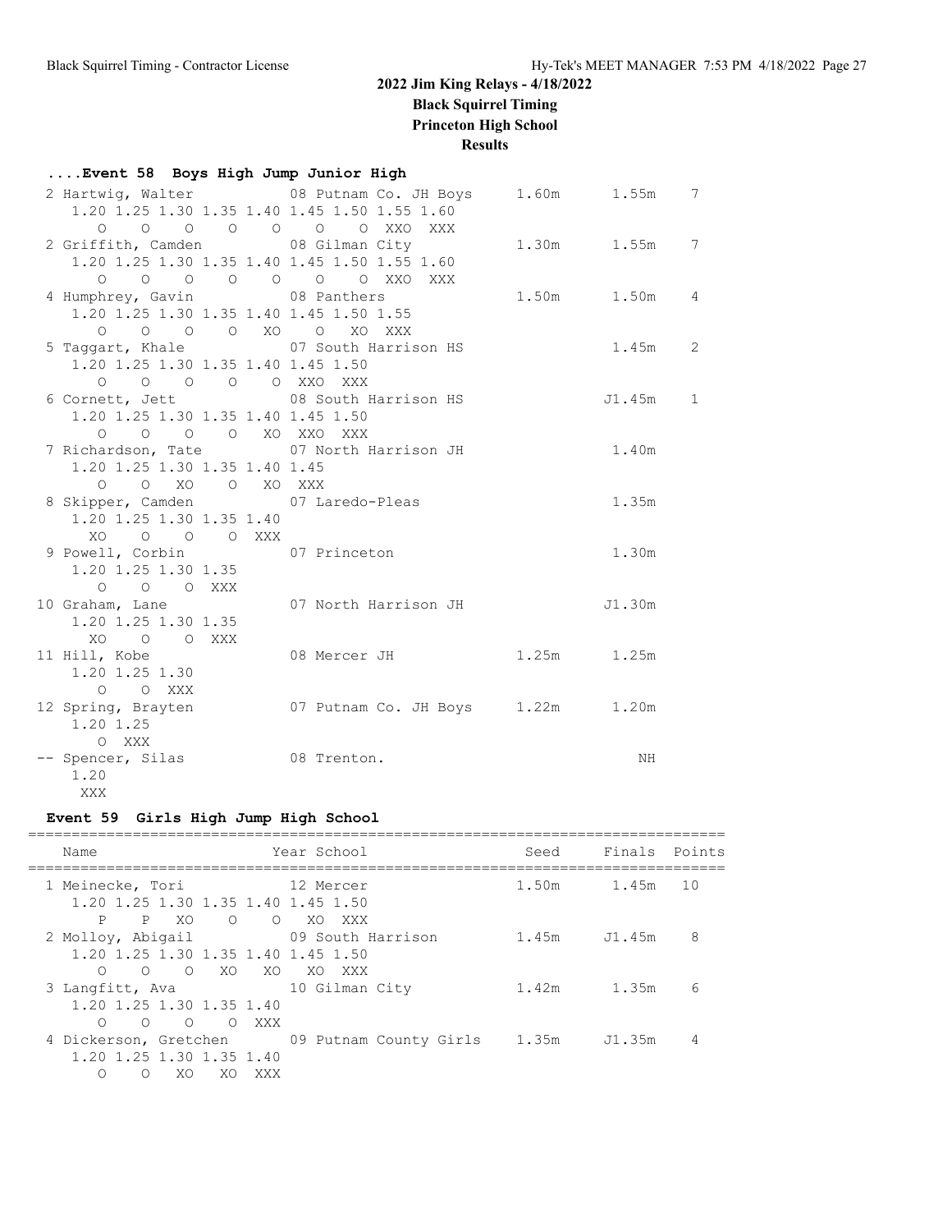## 2022 Jim King Relays - 4/18/2022

**Black Squirrel Timing**
**Princeton High School**
**Results**

### ....Event 58 Boys High Jump Junior High

```
  2 Hartwig, Walter           08 Putnam Co. JH Boys     1.60m      1.55m    7
     1.20 1.25 1.30 1.35 1.40 1.45 1.50 1.55 1.60
        O    O    O    O    O    O    O XXO  XXX
  2 Griffith, Camden          08 Gilman City            1.30m      1.55m    7
     1.20 1.25 1.30 1.35 1.40 1.45 1.50 1.55 1.60
        O    O    O    O    O    O    O XXO  XXX
  4 Humphrey, Gavin           08 Panthers               1.50m      1.50m    4
     1.20 1.25 1.30 1.35 1.40 1.45 1.50 1.55
        O    O    O    O   XO    O   XO  XXX
  5 Taggart, Khale            07 South Harrison HS                 1.45m    2
     1.20 1.25 1.30 1.35 1.40 1.45 1.50
        O    O    O    O    O XXO  XXX
  6 Cornett, Jett             08 South Harrison HS                J1.45m    1
     1.20 1.25 1.30 1.35 1.40 1.45 1.50
        O    O    O    O   XO XXO  XXX
  7 Richardson, Tate          07 North Harrison JH                 1.40m
     1.20 1.25 1.30 1.35 1.40 1.45
        O    O   XO    O   XO  XXX
  8 Skipper, Camden           07 Laredo-Pleas                      1.35m
     1.20 1.25 1.30 1.35 1.40
       XO    O    O    O  XXX
  9 Powell, Corbin            07 Princeton                         1.30m
     1.20 1.25 1.30 1.35
        O    O    O  XXX
 10 Graham, Lane              07 North Harrison JH                J1.30m
     1.20 1.25 1.30 1.35
       XO    O    O  XXX
 11 Hill, Kobe                08 Mercer JH              1.25m      1.25m
     1.20 1.25 1.30
        O    O  XXX
 12 Spring, Brayten           07 Putnam Co. JH Boys     1.22m      1.20m
     1.20 1.25
        O  XXX
 -- Spencer, Silas            08 Trenton.                             NH
     1.20
      XXX
```

### Event 59 Girls High Jump High School

```
================================================================================
    Name                    Year School                 Seed     Finals  Points
================================================================================
  1 Meinecke, Tori            12 Mercer                 1.50m      1.45m   10
     1.20 1.25 1.30 1.35 1.40 1.45 1.50
        P    P   XO    O    O   XO  XXX
  2 Molloy, Abigail           09 South Harrison         1.45m     J1.45m    8
     1.20 1.25 1.30 1.35 1.40 1.45 1.50
        O    O    O   XO   XO   XO  XXX
  3 Langfitt, Ava             10 Gilman City            1.42m      1.35m    6
     1.20 1.25 1.30 1.35 1.40
        O    O    O    O  XXX
  4 Dickerson, Gretchen       09 Putnam County Girls    1.35m     J1.35m    4
     1.20 1.25 1.30 1.35 1.40
        O    O   XO   XO  XXX
```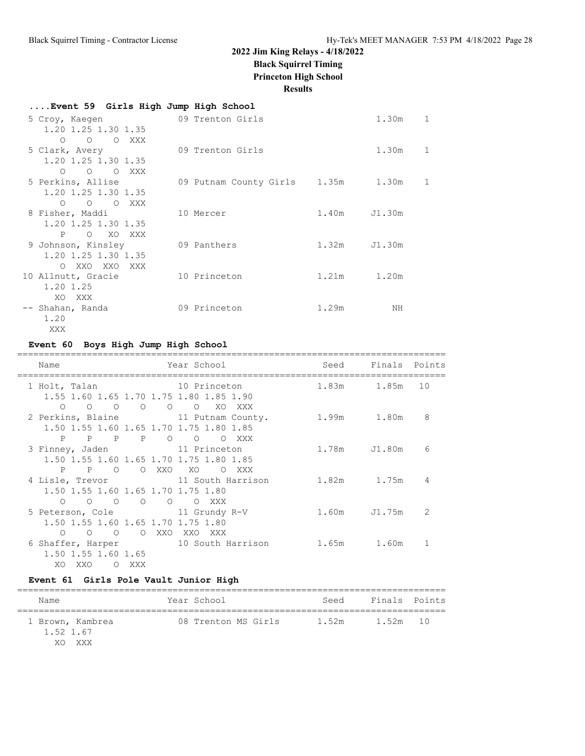## 2022 Jim King Relays - 4/18/2022

**Black Squirrel Timing**

**Princeton High School**

**Results**

### ....Event 59 Girls High Jump High School

```
  5 Croy, Kaegen               09 Trenton Girls                      1.30m    1
      1.20 1.25 1.30 1.35
         O    O    O  XXX
  5 Clark, Avery               09 Trenton Girls                      1.30m    1
      1.20 1.25 1.30 1.35
         O    O    O  XXX
  5 Perkins, Allise            09 Putnam County Girls    1.35m       1.30m    1
      1.20 1.25 1.30 1.35
         O    O    O  XXX
  8 Fisher, Maddi              10 Mercer                 1.40m      J1.30m
      1.20 1.25 1.30 1.35
         P    O   XO  XXX
  9 Johnson, Kinsley           09 Panthers               1.32m      J1.30m
      1.20 1.25 1.30 1.35
         O  XXO  XXO  XXX
 10 Allnutt, Gracie            10 Princeton              1.21m       1.20m
      1.20 1.25
        XO  XXX
 -- Shahan, Randa              09 Princeton              1.29m          NH
      1.20
       XXX
```

### Event 60 Boys High Jump High School

```
================================================================================
    Name                    Year School                  Seed     Finals  Points
================================================================================
  1 Holt, Talan                10 Princeton              1.83m       1.85m   10
      1.55 1.60 1.65 1.70 1.75 1.80 1.85 1.90
         O    O    O    O    O    O   XO  XXX
  2 Perkins, Blaine            11 Putnam County.         1.99m       1.80m    8
      1.50 1.55 1.60 1.65 1.70 1.75 1.80 1.85
         P    P    P    P    O    O    O  XXX
  3 Finney, Jaden              11 Princeton              1.78m      J1.80m    6
      1.50 1.55 1.60 1.65 1.70 1.75 1.80 1.85
         P    P    O    O  XXO   XO    O  XXX
  4 Lisle, Trevor              11 South Harrison         1.82m       1.75m    4
      1.50 1.55 1.60 1.65 1.70 1.75 1.80
         O    O    O    O    O    O  XXX
  5 Peterson, Cole             11 Grundy R-V             1.60m      J1.75m    2
      1.50 1.55 1.60 1.65 1.70 1.75 1.80
         O    O    O    O  XXO  XXO  XXX
  6 Shaffer, Harper            10 South Harrison         1.65m       1.60m    1
      1.50 1.55 1.60 1.65
        XO  XXO    O  XXX
```

### Event 61 Girls Pole Vault Junior High

```
================================================================================
    Name                    Year School                  Seed     Finals  Points
================================================================================
  1 Brown, Kambrea             08 Trenton MS Girls       1.52m       1.52m   10
      1.52 1.67
        XO  XXX
```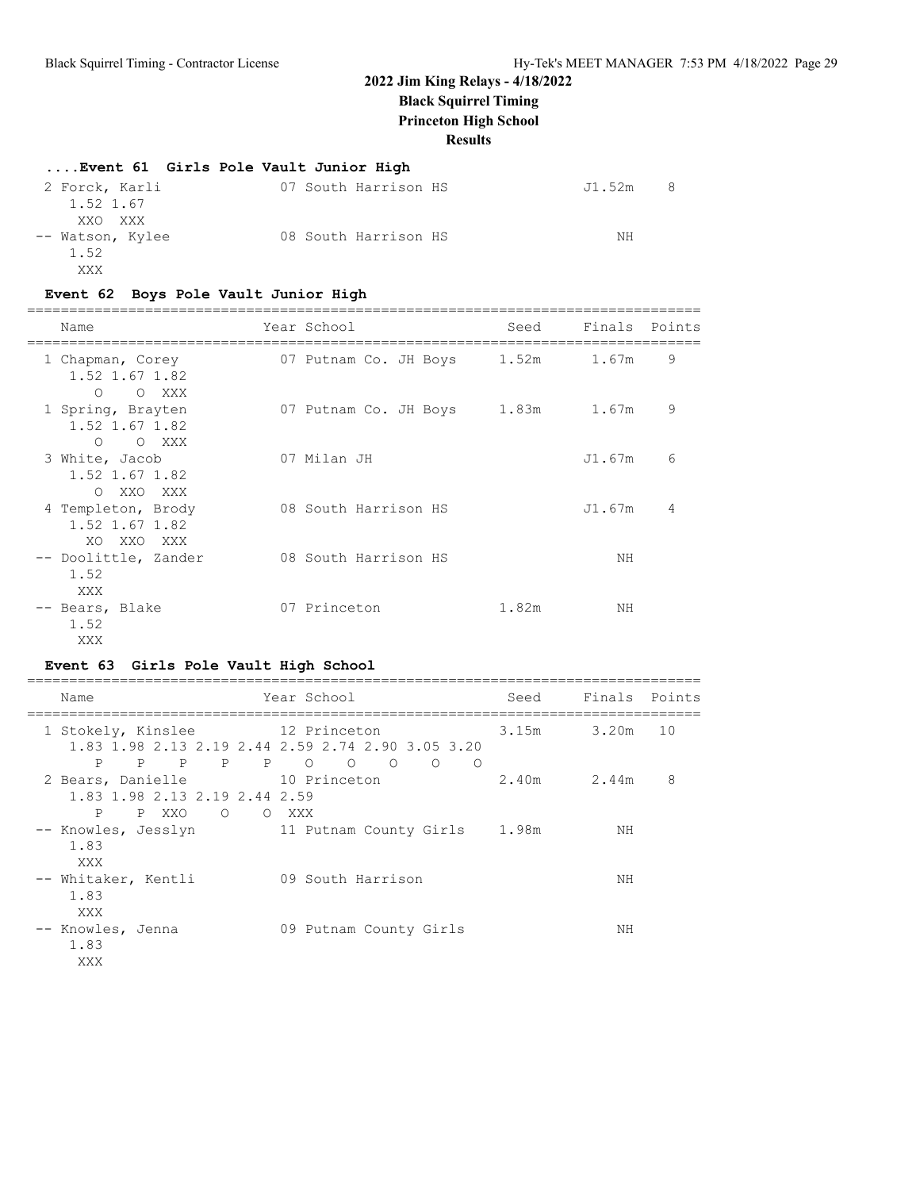## 2022 Jim King Relays - 4/18/2022
### Black Squirrel Timing
### Princeton High School
### Results

#### ....Event 61 Girls Pole Vault Junior High

```
  2 Forck, Karli               07 South Harrison HS             J1.52m    8 
      1.52 1.67
       XXO  XXX
 -- Watson, Kylee              08 South Harrison HS                 NH      
      1.52
       XXX
```

#### Event 62 Boys Pole Vault Junior High

```
================================================================================
    Name                    Year School                  Seed     Finals  Points
================================================================================
  1 Chapman, Corey             07 Putnam Co. JH Boys     1.52m     1.67m    9 
      1.52 1.67 1.82
         O    O  XXX
  1 Spring, Brayten            07 Putnam Co. JH Boys     1.83m     1.67m    9 
      1.52 1.67 1.82
         O    O  XXX
  3 White, Jacob               07 Milan JH                        J1.67m    6 
      1.52 1.67 1.82
         O  XXO  XXX
  4 Templeton, Brody           08 South Harrison HS               J1.67m    4 
      1.52 1.67 1.82
        XO  XXO  XXX
 -- Doolittle, Zander          08 South Harrison HS                   NH      
      1.52
       XXX
 -- Bears, Blake               07 Princeton              1.82m        NH      
      1.52
       XXX
```

#### Event 63 Girls Pole Vault High School

```
================================================================================
    Name                    Year School                  Seed     Finals  Points
================================================================================
  1 Stokely, Kinslee           12 Princeton              3.15m     3.20m   10 
      1.83 1.98 2.13 2.19 2.44 2.59 2.74 2.90 3.05 3.20
         P    P    P    P    P    O    O    O    O    O
  2 Bears, Danielle            10 Princeton              2.40m     2.44m    8 
      1.83 1.98 2.13 2.19 2.44 2.59
         P    P  XXO    O    O  XXX
 -- Knowles, Jesslyn           11 Putnam County Girls    1.98m        NH      
      1.83
       XXX
 -- Whitaker, Kentli           09 South Harrison                      NH      
      1.83
       XXX
 -- Knowles, Jenna             09 Putnam County Girls                 NH      
      1.83
       XXX
```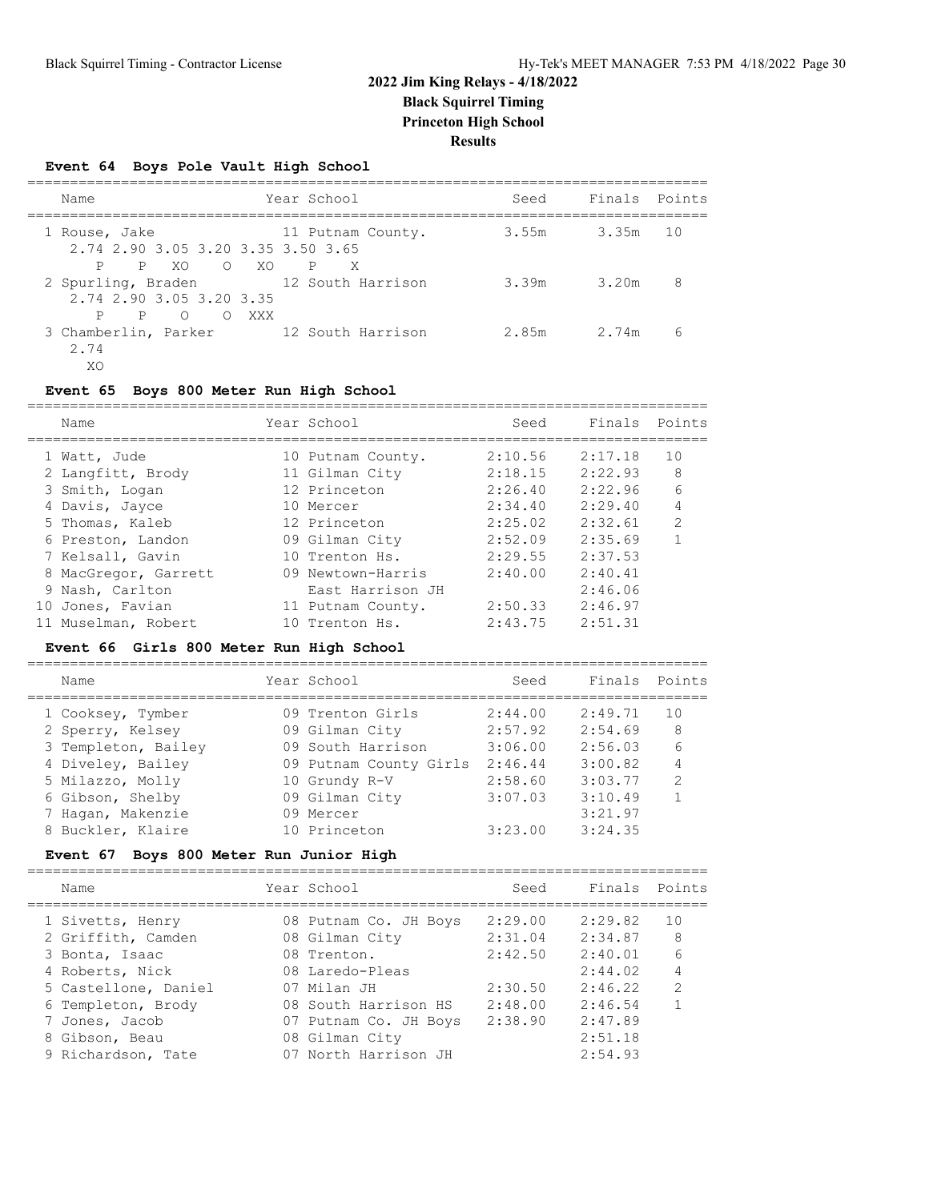# 2022 Jim King Relays - 4/18/2022

**Black Squirrel Timing**

**Princeton High School**

**Results**

### Event 64 Boys Pole Vault High School

| Name | Year | School | Seed | Finals | Points |
|---|---|---|---|---|---|
| 1 Rouse, Jake | 11 | Putnam County. | 3.55m | 3.35m | 10 |
| 2.74 2.90 3.05 3.20 3.35 3.50 3.65 | | | | | |
| P P XO O XO P X | | | | | |
| 2 Spurling, Braden | 12 | South Harrison | 3.39m | 3.20m | 8 |
| 2.74 2.90 3.05 3.20 3.35 | | | | | |
| P P O O XXX | | | | | |
| 3 Chamberlin, Parker | 12 | South Harrison | 2.85m | 2.74m | 6 |
| 2.74 | | | | | |
| XO | | | | | |

### Event 65 Boys 800 Meter Run High School

| Name | Year | School | Seed | Finals | Points |
|---|---|---|---|---|---|
| 1 Watt, Jude | 10 | Putnam County. | 2:10.56 | 2:17.18 | 10 |
| 2 Langfitt, Brody | 11 | Gilman City | 2:18.15 | 2:22.93 | 8 |
| 3 Smith, Logan | 12 | Princeton | 2:26.40 | 2:22.96 | 6 |
| 4 Davis, Jayce | 10 | Mercer | 2:34.40 | 2:29.40 | 4 |
| 5 Thomas, Kaleb | 12 | Princeton | 2:25.02 | 2:32.61 | 2 |
| 6 Preston, Landon | 09 | Gilman City | 2:52.09 | 2:35.69 | 1 |
| 7 Kelsall, Gavin | 10 | Trenton Hs. | 2:29.55 | 2:37.53 | |
| 8 MacGregor, Garrett | 09 | Newtown-Harris | 2:40.00 | 2:40.41 | |
| 9 Nash, Carlton | | East Harrison JH | | 2:46.06 | |
| 10 Jones, Favian | 11 | Putnam County. | 2:50.33 | 2:46.97 | |
| 11 Muselman, Robert | 10 | Trenton Hs. | 2:43.75 | 2:51.31 | |

### Event 66 Girls 800 Meter Run High School

| Name | Year | School | Seed | Finals | Points |
|---|---|---|---|---|---|
| 1 Cooksey, Tymber | 09 | Trenton Girls | 2:44.00 | 2:49.71 | 10 |
| 2 Sperry, Kelsey | 09 | Gilman City | 2:57.92 | 2:54.69 | 8 |
| 3 Templeton, Bailey | 09 | South Harrison | 3:06.00 | 2:56.03 | 6 |
| 4 Diveley, Bailey | 09 | Putnam County Girls | 2:46.44 | 3:00.82 | 4 |
| 5 Milazzo, Molly | 10 | Grundy R-V | 2:58.60 | 3:03.77 | 2 |
| 6 Gibson, Shelby | 09 | Gilman City | 3:07.03 | 3:10.49 | 1 |
| 7 Hagan, Makenzie | 09 | Mercer | | 3:21.97 | |
| 8 Buckler, Klaire | 10 | Princeton | 3:23.00 | 3:24.35 | |

### Event 67 Boys 800 Meter Run Junior High

| Name | Year | School | Seed | Finals | Points |
|---|---|---|---|---|---|
| 1 Sivetts, Henry | 08 | Putnam Co. JH Boys | 2:29.00 | 2:29.82 | 10 |
| 2 Griffith, Camden | 08 | Gilman City | 2:31.04 | 2:34.87 | 8 |
| 3 Bonta, Isaac | 08 | Trenton. | 2:42.50 | 2:40.01 | 6 |
| 4 Roberts, Nick | 08 | Laredo-Pleas | | 2:44.02 | 4 |
| 5 Castellone, Daniel | 07 | Milan JH | 2:30.50 | 2:46.22 | 2 |
| 6 Templeton, Brody | 08 | South Harrison HS | 2:48.00 | 2:46.54 | 1 |
| 7 Jones, Jacob | 07 | Putnam Co. JH Boys | 2:38.90 | 2:47.89 | |
| 8 Gibson, Beau | 08 | Gilman City | | 2:51.18 | |
| 9 Richardson, Tate | 07 | North Harrison JH | | 2:54.93 | |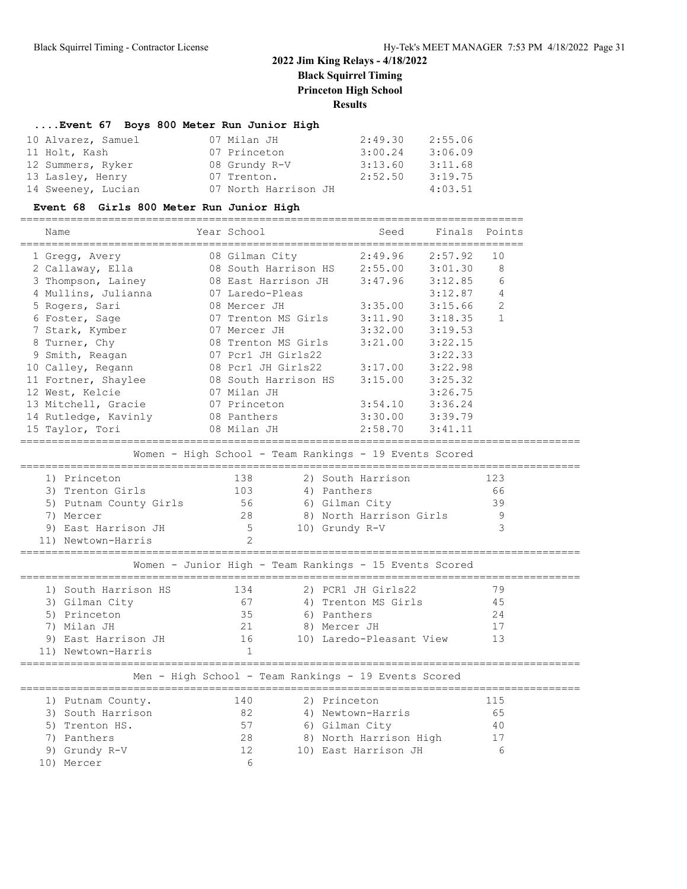# 2022 Jim King Relays - 4/18/2022

**Black Squirrel Timing**

**Princeton High School**

**Results**

### ....Event 67 Boys 800 Meter Run Junior High

| | | | | |
|---|---|---|---|---|
| 10 | Alvarez, Samuel | 07 Milan JH | 2:49.30 | 2:55.06 |
| 11 | Holt, Kash | 07 Princeton | 3:00.24 | 3:06.09 |
| 12 | Summers, Ryker | 08 Grundy R-V | 3:13.60 | 3:11.68 |
| 13 | Lasley, Henry | 07 Trenton. | 2:52.50 | 3:19.75 |
| 14 | Sweeney, Lucian | 07 North Harrison JH | | 4:03.51 |

### Event 68 Girls 800 Meter Run Junior High

| | Name | Year School | Seed | Finals | Points |
|---|---|---|---|---|---|
| 1 | Gregg, Avery | 08 Gilman City | 2:49.96 | 2:57.92 | 10 |
| 2 | Callaway, Ella | 08 South Harrison HS | 2:55.00 | 3:01.30 | 8 |
| 3 | Thompson, Lainey | 08 East Harrison JH | 3:47.96 | 3:12.85 | 6 |
| 4 | Mullins, Julianna | 07 Laredo-Pleas | | 3:12.87 | 4 |
| 5 | Rogers, Sari | 08 Mercer JH | 3:35.00 | 3:15.66 | 2 |
| 6 | Foster, Sage | 07 Trenton MS Girls | 3:11.90 | 3:18.35 | 1 |
| 7 | Stark, Kymber | 07 Mercer JH | 3:32.00 | 3:19.53 | |
| 8 | Turner, Chy | 08 Trenton MS Girls | 3:21.00 | 3:22.15 | |
| 9 | Smith, Reagan | 07 Pcr1 JH Girls22 | | 3:22.33 | |
| 10 | Calley, Regann | 08 Pcr1 JH Girls22 | 3:17.00 | 3:22.98 | |
| 11 | Fortner, Shaylee | 08 South Harrison HS | 3:15.00 | 3:25.32 | |
| 12 | West, Kelcie | 07 Milan JH | | 3:26.75 | |
| 13 | Mitchell, Gracie | 07 Princeton | 3:54.10 | 3:36.24 | |
| 14 | Rutledge, Kavinly | 08 Panthers | 3:30.00 | 3:39.79 | |
| 15 | Taylor, Tori | 08 Milan JH | 2:58.70 | 3:41.11 | |

### Women - High School - Team Rankings - 19 Events Scored

| | | | |
|---|---|---|---|
| 1) Princeton | 138 | 2) South Harrison | 123 |
| 3) Trenton Girls | 103 | 4) Panthers | 66 |
| 5) Putnam County Girls | 56 | 6) Gilman City | 39 |
| 7) Mercer | 28 | 8) North Harrison Girls | 9 |
| 9) East Harrison JH | 5 | 10) Grundy R-V | 3 |
| 11) Newtown-Harris | 2 | | |

### Women - Junior High - Team Rankings - 15 Events Scored

| | | | |
|---|---|---|---|
| 1) South Harrison HS | 134 | 2) PCR1 JH Girls22 | 79 |
| 3) Gilman City | 67 | 4) Trenton MS Girls | 45 |
| 5) Princeton | 35 | 6) Panthers | 24 |
| 7) Milan JH | 21 | 8) Mercer JH | 17 |
| 9) East Harrison JH | 16 | 10) Laredo-Pleasant View | 13 |
| 11) Newtown-Harris | 1 | | |

### Men - High School - Team Rankings - 19 Events Scored

| | | | |
|---|---|---|---|
| 1) Putnam County. | 140 | 2) Princeton | 115 |
| 3) South Harrison | 82 | 4) Newtown-Harris | 65 |
| 5) Trenton HS. | 57 | 6) Gilman City | 40 |
| 7) Panthers | 28 | 8) North Harrison High | 17 |
| 9) Grundy R-V | 12 | 10) East Harrison JH | 6 |
| 10) Mercer | 6 | | |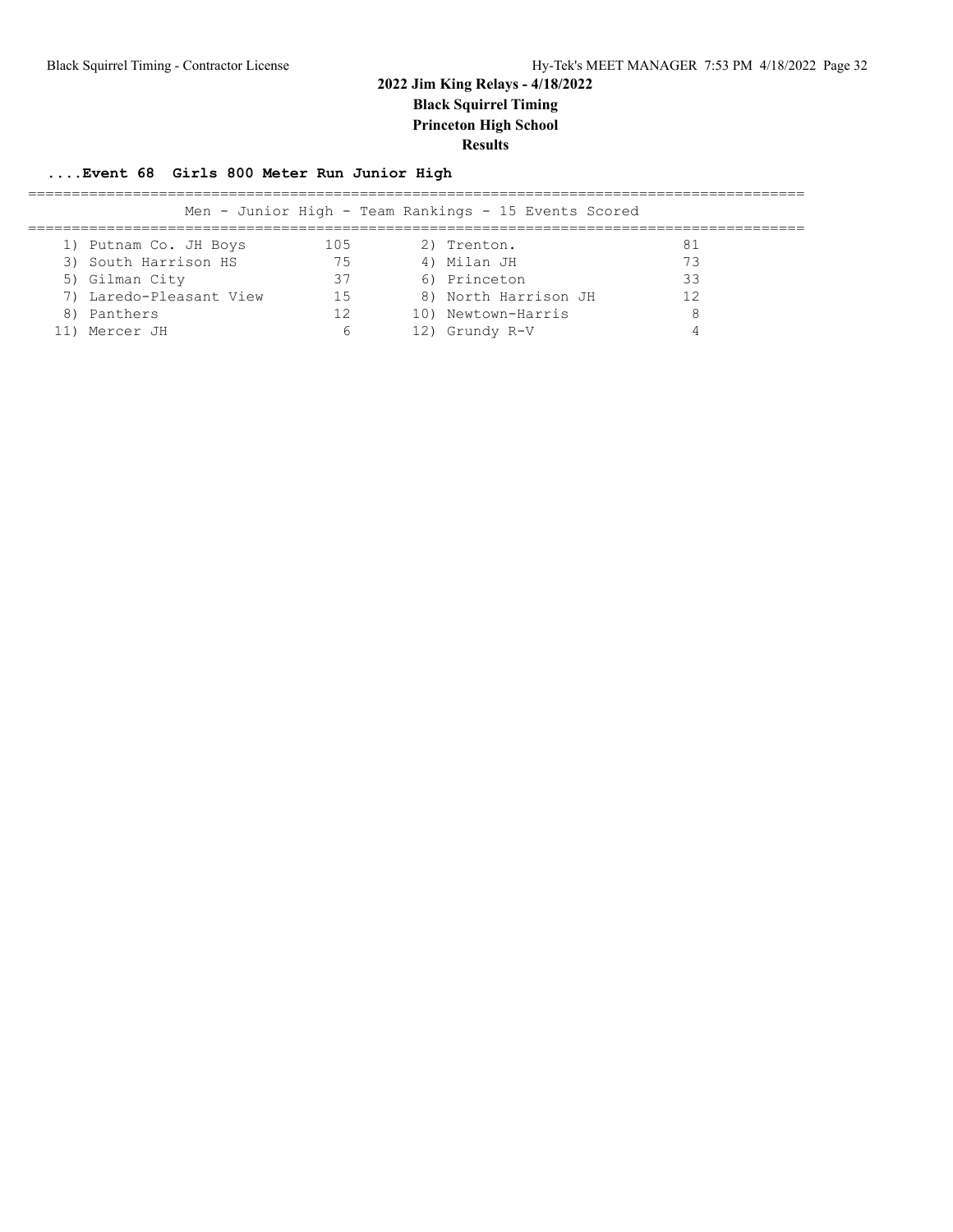**....Event 68 Girls 800 Meter Run Junior High**

Men - Junior High - Team Rankings - 15 Events Scored

| | | | |
|---|---|---|---|
| 1) Putnam Co. JH Boys | 105 | 2) Trenton. | 81 |
| 3) South Harrison HS | 75 | 4) Milan JH | 73 |
| 5) Gilman City | 37 | 6) Princeton | 33 |
| 7) Laredo-Pleasant View | 15 | 8) North Harrison JH | 12 |
| 8) Panthers | 12 | 10) Newtown-Harris | 8 |
| 11) Mercer JH | 6 | 12) Grundy R-V | 4 |